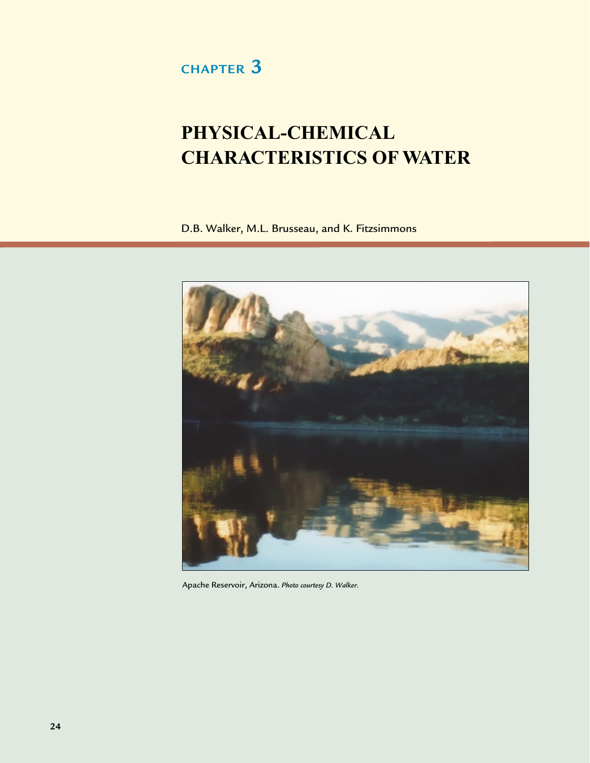CHAPTER 3

# PHYSICAL-CHEMICAL CHARACTERISTICS OF WATER

D.B. Walker, M.L. Brusseau, and K. Fitzsimmons

Apache Reservoir, Arizona. *Photo courtesy D. Walker.*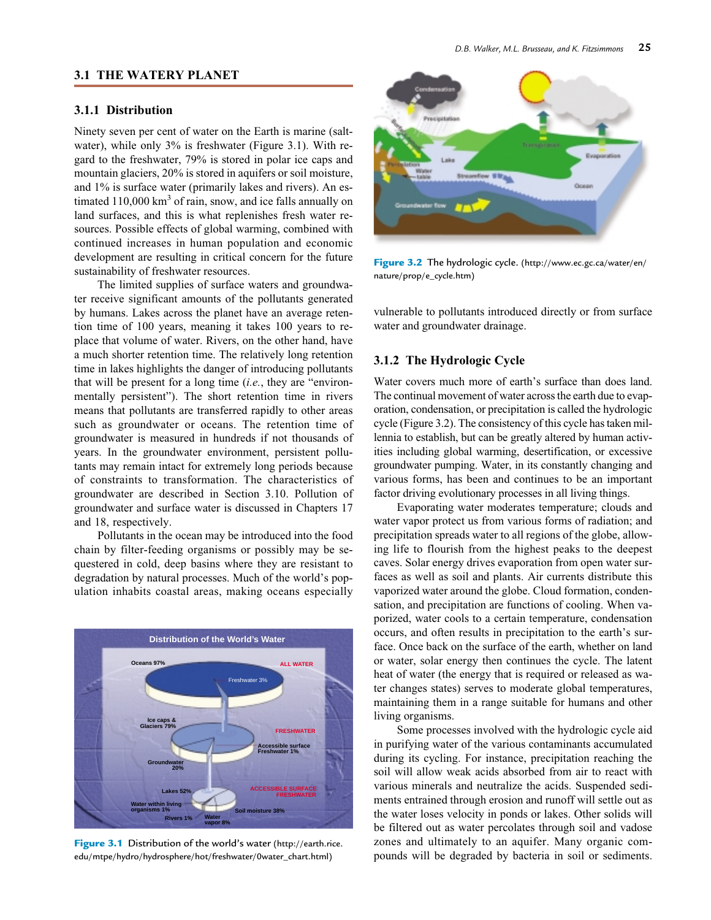## 3.1 THE WATERY PLANET

### 3.1.1 Distribution

Ninety seven per cent of water on the Earth is marine (saltwater), while only 3% is freshwater (Figure 3.1). With regard to the freshwater, 79% is stored in polar ice caps and mountain glaciers, 20% is stored in aquifers or soil moisture, and 1% is surface water (primarily lakes and rivers). An estimated 110,000 km$^3$ of rain, snow, and ice falls annually on land surfaces, and this is what replenishes fresh water resources. Possible effects of global warming, combined with continued increases in human population and economic development are resulting in critical concern for the future sustainability of freshwater resources.

The limited supplies of surface waters and groundwater receive significant amounts of the pollutants generated by humans. Lakes across the planet have an average retention time of 100 years, meaning it takes 100 years to replace that volume of water. Rivers, on the other hand, have a much shorter retention time. The relatively long retention time in lakes highlights the danger of introducing pollutants that will be present for a long time (*i.e.*, they are "environmentally persistent"). The short retention time in rivers means that pollutants are transferred rapidly to other areas such as groundwater or oceans. The retention time of groundwater is measured in hundreds if not thousands of years. In the groundwater environment, persistent pollutants may remain intact for extremely long periods because of constraints to transformation. The characteristics of groundwater are described in Section 3.10. Pollution of groundwater and surface water is discussed in Chapters 17 and 18, respectively.

Pollutants in the ocean may be introduced into the food chain by filter-feeding organisms or possibly may be sequestered in cold, deep basins where they are resistant to degradation by natural processes. Much of the world's population inhabits coastal areas, making oceans especially vulnerable to pollutants introduced directly or from surface water and groundwater drainage.

Distribution of the World's Water
Oceans 97%
ALL WATER
Freshwater 3%
Ice caps & Glaciers 79%
FRESHWATER
Accessible surface Freshwater 1%
Groundwater 20%
Lakes 52%
ACCESSIBLE SURFACE FRESHWATER
Water within living organisms 1%
Soil moisture 38%
Rivers 1%
Water vapor 8%

**Figure 3.1** Distribution of the world's water (http://earth.rice.edu/mtpe/hydro/hydrosphere/hot/freshwater/0water_chart.html)

Condensation
Precipitation
Surface runoff
Transpiration
Evaporation
Percolation
Lake
Water table
Streamflow
Ocean
Groundwater flow

**Figure 3.2** The hydrologic cycle. (http://www.ec.gc.ca/water/en/nature/prop/e_cycle.htm)

### 3.1.2 The Hydrologic Cycle

Water covers much more of earth's surface than does land. The continual movement of water across the earth due to evaporation, condensation, or precipitation is called the hydrologic cycle (Figure 3.2). The consistency of this cycle has taken millennia to establish, but can be greatly altered by human activities including global warming, desertification, or excessive groundwater pumping. Water, in its constantly changing and various forms, has been and continues to be an important factor driving evolutionary processes in all living things.

Evaporating water moderates temperature; clouds and water vapor protect us from various forms of radiation; and precipitation spreads water to all regions of the globe, allowing life to flourish from the highest peaks to the deepest caves. Solar energy drives evaporation from open water surfaces as well as soil and plants. Air currents distribute this vaporized water around the globe. Cloud formation, condensation, and precipitation are functions of cooling. When vaporized, water cools to a certain temperature, condensation occurs, and often results in precipitation to the earth's surface. Once back on the surface of the earth, whether on land or water, solar energy then continues the cycle. The latent heat of water (the energy that is required or released as water changes states) serves to moderate global temperatures, maintaining them in a range suitable for humans and other living organisms.

Some processes involved with the hydrologic cycle aid in purifying water of the various contaminants accumulated during its cycling. For instance, precipitation reaching the soil will allow weak acids absorbed from air to react with various minerals and neutralize the acids. Suspended sediments entrained through erosion and runoff will settle out as the water loses velocity in ponds or lakes. Other solids will be filtered out as water percolates through soil and vadose zones and ultimately to an aquifer. Many organic compounds will be degraded by bacteria in soil or sediments.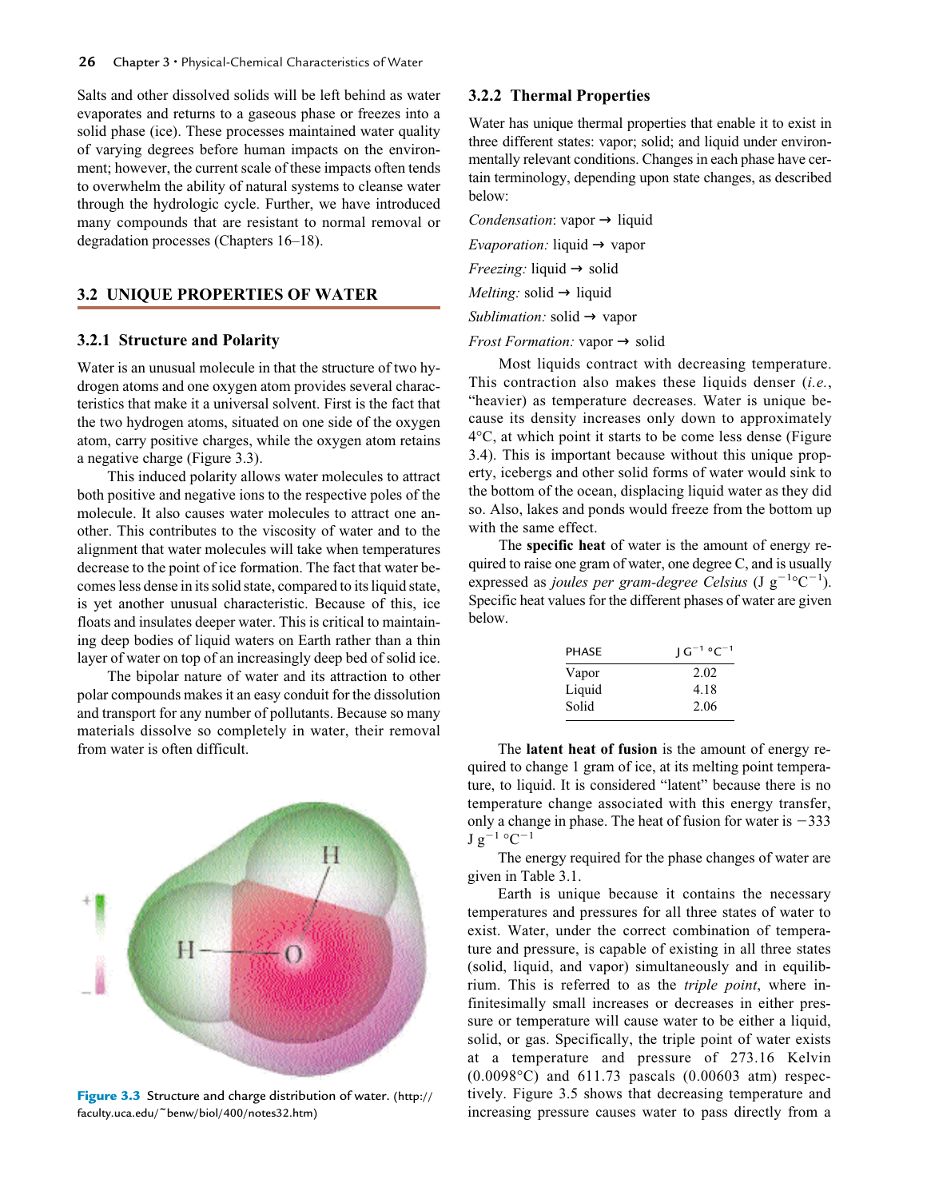Salts and other dissolved solids will be left behind as water evaporates and returns to a gaseous phase or freezes into a solid phase (ice). These processes maintained water quality of varying degrees before human impacts on the environment; however, the current scale of these impacts often tends to overwhelm the ability of natural systems to cleanse water through the hydrologic cycle. Further, we have introduced many compounds that are resistant to normal removal or degradation processes (Chapters 16–18).

## 3.2 UNIQUE PROPERTIES OF WATER

### 3.2.1 Structure and Polarity

Water is an unusual molecule in that the structure of two hydrogen atoms and one oxygen atom provides several characteristics that make it a universal solvent. First is the fact that the two hydrogen atoms, situated on one side of the oxygen atom, carry positive charges, while the oxygen atom retains a negative charge (Figure 3.3).

This induced polarity allows water molecules to attract both positive and negative ions to the respective poles of the molecule. It also causes water molecules to attract one another. This contributes to the viscosity of water and to the alignment that water molecules will take when temperatures decrease to the point of ice formation. The fact that water becomes less dense in its solid state, compared to its liquid state, is yet another unusual characteristic. Because of this, ice floats and insulates deeper water. This is critical to maintaining deep bodies of liquid waters on Earth rather than a thin layer of water on top of an increasingly deep bed of solid ice.

The bipolar nature of water and its attraction to other polar compounds makes it an easy conduit for the dissolution and transport for any number of pollutants. Because so many materials dissolve so completely in water, their removal from water is often difficult.

**Figure 3.3** Structure and charge distribution of water. (http://faculty.uca.edu/~benw/biol/400/notes32.htm)

### 3.2.2 Thermal Properties

Water has unique thermal properties that enable it to exist in three different states: vapor; solid; and liquid under environmentally relevant conditions. Changes in each phase have certain terminology, depending upon state changes, as described below:

*Condensation*: vapor → liquid

*Evaporation:* liquid → vapor

*Freezing:* liquid → solid

*Melting:* solid → liquid

*Sublimation:* solid → vapor

*Frost Formation:* vapor → solid

Most liquids contract with decreasing temperature. This contraction also makes these liquids denser (*i.e.*, "heavier) as temperature decreases. Water is unique because its density increases only down to approximately 4°C, at which point it starts to be come less dense (Figure 3.4). This is important because without this unique property, icebergs and other solid forms of water would sink to the bottom of the ocean, displacing liquid water as they did so. Also, lakes and ponds would freeze from the bottom up with the same effect.

The **specific heat** of water is the amount of energy required to raise one gram of water, one degree C, and is usually expressed as *joules per gram-degree Celsius* ($J\ g^{-1}°C^{-1}$). Specific heat values for the different phases of water are given below.

| PHASE | $J\ G^{-1}\ °C^{-1}$ |
|---|---|
| Vapor | 2.02 |
| Liquid | 4.18 |
| Solid | 2.06 |

The **latent heat of fusion** is the amount of energy required to change 1 gram of ice, at its melting point temperature, to liquid. It is considered "latent" because there is no temperature change associated with this energy transfer, only a change in phase. The heat of fusion for water is −333 $J\ g^{-1}\ °C^{-1}$

The energy required for the phase changes of water are given in Table 3.1.

Earth is unique because it contains the necessary temperatures and pressures for all three states of water to exist. Water, under the correct combination of temperature and pressure, is capable of existing in all three states (solid, liquid, and vapor) simultaneously and in equilibrium. This is referred to as the *triple point*, where infinitesimally small increases or decreases in either pressure or temperature will cause water to be either a liquid, solid, or gas. Specifically, the triple point of water exists at a temperature and pressure of 273.16 Kelvin (0.0098°C) and 611.73 pascals (0.00603 atm) respectively. Figure 3.5 shows that decreasing temperature and increasing pressure causes water to pass directly from a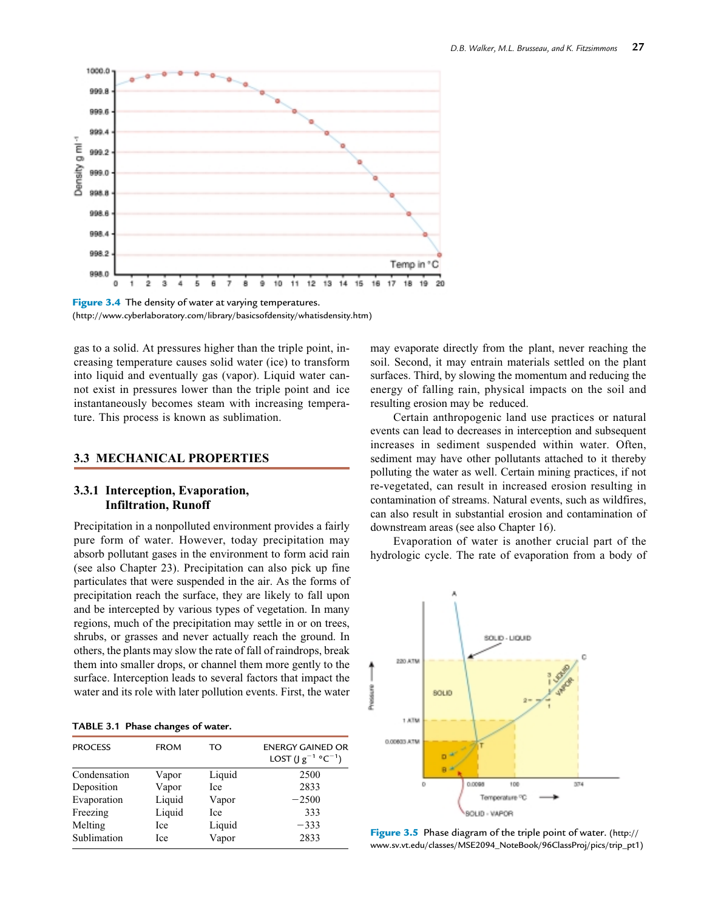Figure 3.4 The density of water at varying temperatures. (http://www.cyberlaboratory.com/library/basicsofdensity/whatisdensity.htm)

gas to a solid. At pressures higher than the triple point, increasing temperature causes solid water (ice) to transform into liquid and eventually gas (vapor). Liquid water cannot exist in pressures lower than the triple point and ice instantaneously becomes steam with increasing temperature. This process is known as sublimation.

## 3.3 MECHANICAL PROPERTIES

### 3.3.1 Interception, Evaporation, Infiltration, Runoff

Precipitation in a nonpolluted environment provides a fairly pure form of water. However, today precipitation may absorb pollutant gases in the environment to form acid rain (see also Chapter 23). Precipitation can also pick up fine particulates that were suspended in the air. As the forms of precipitation reach the surface, they are likely to fall upon and be intercepted by various types of vegetation. In many regions, much of the precipitation may settle in or on trees, shrubs, or grasses and never actually reach the ground. In others, the plants may slow the rate of fall of raindrops, break them into smaller drops, or channel them more gently to the surface. Interception leads to several factors that impact the water and its role with later pollution events. First, the water may evaporate directly from the plant, never reaching the soil. Second, it may entrain materials settled on the plant surfaces. Third, by slowing the momentum and reducing the energy of falling rain, physical impacts on the soil and resulting erosion may be reduced.

Certain anthropogenic land use practices or natural events can lead to decreases in interception and subsequent increases in sediment suspended within water. Often, sediment may have other pollutants attached to it thereby polluting the water as well. Certain mining practices, if not re-vegetated, can result in increased erosion resulting in contamination of streams. Natural events, such as wildfires, can also result in substantial erosion and contamination of downstream areas (see also Chapter 16).

Evaporation of water is another crucial part of the hydrologic cycle. The rate of evaporation from a body of

**TABLE 3.1 Phase changes of water.**

| PROCESS | FROM | TO | ENERGY GAINED OR LOST ($J\ g^{-1}\ {}^{\circ}C^{-1}$) |
|---|---|---|---|
| Condensation | Vapor | Liquid | 2500 |
| Deposition | Vapor | Ice | 2833 |
| Evaporation | Liquid | Vapor | −2500 |
| Freezing | Liquid | Ice | 333 |
| Melting | Ice | Liquid | −333 |
| Sublimation | Ice | Vapor | 2833 |

Figure 3.5 Phase diagram of the triple point of water. (http://www.sv.vt.edu/classes/MSE2094_NoteBook/96ClassProj/pics/trip_pt1)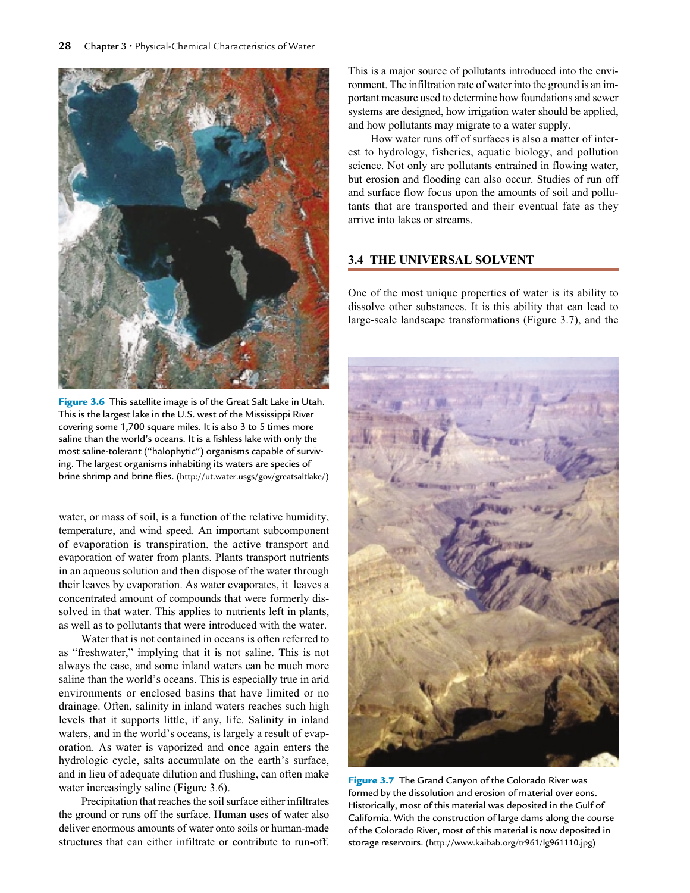Figure 3.6 This satellite image is of the Great Salt Lake in Utah. This is the largest lake in the U.S. west of the Mississippi River covering some 1,700 square miles. It is also 3 to 5 times more saline than the world's oceans. It is a fishless lake with only the most saline-tolerant ("halophytic") organisms capable of surviving. The largest organisms inhabiting its waters are species of brine shrimp and brine flies. (http://ut.water.usgs/gov/greatsaltlake/)

water, or mass of soil, is a function of the relative humidity, temperature, and wind speed. An important subcomponent of evaporation is transpiration, the active transport and evaporation of water from plants. Plants transport nutrients in an aqueous solution and then dispose of the water through their leaves by evaporation. As water evaporates, it leaves a concentrated amount of compounds that were formerly dissolved in that water. This applies to nutrients left in plants, as well as to pollutants that were introduced with the water.

Water that is not contained in oceans is often referred to as "freshwater," implying that it is not saline. This is not always the case, and some inland waters can be much more saline than the world's oceans. This is especially true in arid environments or enclosed basins that have limited or no drainage. Often, salinity in inland waters reaches such high levels that it supports little, if any, life. Salinity in inland waters, and in the world's oceans, is largely a result of evaporation. As water is vaporized and once again enters the hydrologic cycle, salts accumulate on the earth's surface, and in lieu of adequate dilution and flushing, can often make water increasingly saline (Figure 3.6).

Precipitation that reaches the soil surface either infiltrates the ground or runs off the surface. Human uses of water also deliver enormous amounts of water onto soils or human-made structures that can either infiltrate or contribute to run-off. This is a major source of pollutants introduced into the environment. The infiltration rate of water into the ground is an important measure used to determine how foundations and sewer systems are designed, how irrigation water should be applied, and how pollutants may migrate to a water supply.

How water runs off of surfaces is also a matter of interest to hydrology, fisheries, aquatic biology, and pollution science. Not only are pollutants entrained in flowing water, but erosion and flooding can also occur. Studies of run off and surface flow focus upon the amounts of soil and pollutants that are transported and their eventual fate as they arrive into lakes or streams.

## 3.4 THE UNIVERSAL SOLVENT

One of the most unique properties of water is its ability to dissolve other substances. It is this ability that can lead to large-scale landscape transformations (Figure 3.7), and the

Figure 3.7 The Grand Canyon of the Colorado River was formed by the dissolution and erosion of material over eons. Historically, most of this material was deposited in the Gulf of California. With the construction of large dams along the course of the Colorado River, most of this material is now deposited in storage reservoirs. (http://www.kaibab.org/tr961/lg961110.jpg)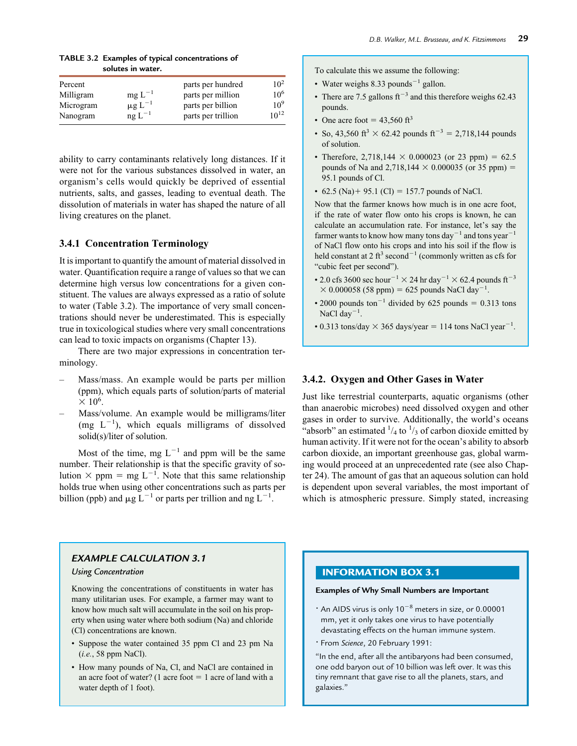**TABLE 3.2 Examples of typical concentrations of solutes in water.**

| | | | |
|---|---|---|---|
| Percent | | parts per hundred | $10^2$ |
| Milligram | mg $L^{-1}$ | parts per million | $10^6$ |
| Microgram | μg $L^{-1}$ | parts per billion | $10^9$ |
| Nanogram | ng $L^{-1}$ | parts per trillion | $10^{12}$ |

ability to carry contaminants relatively long distances. If it were not for the various substances dissolved in water, an organism's cells would quickly be deprived of essential nutrients, salts, and gasses, leading to eventual death. The dissolution of materials in water has shaped the nature of all living creatures on the planet.

### 3.4.1 Concentration Terminology

It is important to quantify the amount of material dissolved in water. Quantification require a range of values so that we can determine high versus low concentrations for a given constituent. The values are always expressed as a ratio of solute to water (Table 3.2). The importance of very small concentrations should never be underestimated. This is especially true in toxicological studies where very small concentrations can lead to toxic impacts on organisms (Chapter 13).

There are two major expressions in concentration terminology.

– Mass/mass. An example would be parts per million (ppm), which equals parts of solution/parts of material $\times 10^6$.
– Mass/volume. An example would be milligrams/liter (mg $L^{-1}$), which equals milligrams of dissolved solid(s)/liter of solution.

Most of the time, mg $L^{-1}$ and ppm will be the same number. Their relationship is that the specific gravity of solution × ppm = mg $L^{-1}$. Note that this same relationship holds true when using other concentrations such as parts per billion (ppb) and μg $L^{-1}$ or parts per trillion and ng $L^{-1}$.

---

### *EXAMPLE CALCULATION 3.1*

*Using Concentration*

Knowing the concentrations of constituents in water has many utilitarian uses. For example, a farmer may want to know how much salt will accumulate in the soil on his property when using water where both sodium (Na) and chloride (Cl) concentrations are known.

- Suppose the water contained 35 ppm Cl and 23 pm Na (*i.e.*, 58 ppm NaCl).
- How many pounds of Na, Cl, and NaCl are contained in an acre foot of water? (1 acre foot = 1 acre of land with a water depth of 1 foot).

To calculate this we assume the following:

- Water weighs 8.33 pounds$^{-1}$ gallon.
- There are 7.5 gallons ft$^{-3}$ and this therefore weighs 62.43 pounds.
- One acre foot = 43,560 ft$^3$
- So, 43,560 ft$^3$ × 62.42 pounds ft$^{-3}$ = 2,718,144 pounds of solution.
- Therefore, 2,718,144 × 0.000023 (or 23 ppm) = 62.5 pounds of Na and 2,718,144 × 0.000035 (or 35 ppm) = 95.1 pounds of Cl.
- 62.5 (Na)+ 95.1 (Cl) = 157.7 pounds of NaCl.

Now that the farmer knows how much is in one acre foot, if the rate of water flow onto his crops is known, he can calculate an accumulation rate. For instance, let's say the farmer wants to know how many tons day$^{-1}$ and tons year$^{-1}$ of NaCl flow onto his crops and into his soil if the flow is held constant at 2 ft$^3$ second$^{-1}$ (commonly written as cfs for "cubic feet per second").

- 2.0 cfs 3600 sec hour$^{-1}$ × 24 hr day$^{-1}$ × 62.4 pounds ft$^{-3}$ × 0.000058 (58 ppm) = 625 pounds NaCl day$^{-1}$.
- 2000 pounds ton$^{-1}$ divided by 625 pounds = 0.313 tons NaCl day$^{-1}$.
- 0.313 tons/day × 365 days/year = 114 tons NaCl year$^{-1}$.

---

### 3.4.2. Oxygen and Other Gases in Water

Just like terrestrial counterparts, aquatic organisms (other than anaerobic microbes) need dissolved oxygen and other gases in order to survive. Additionally, the world's oceans "absorb" an estimated $^1/_4$ to $^1/_3$ of carbon dioxide emitted by human activity. If it were not for the ocean's ability to absorb carbon dioxide, an important greenhouse gas, global warming would proceed at an unprecedented rate (see also Chapter 24). The amount of gas that an aqueous solution can hold is dependent upon several variables, the most important of which is atmospheric pressure. Simply stated, increasing

---

**INFORMATION BOX 3.1**

**Examples of Why Small Numbers are Important**

- An AIDS virus is only $10^{-8}$ meters in size, or 0.00001 mm, yet it only takes one virus to have potentially devastating effects on the human immune system.
- From *Science*, 20 February 1991:

"In the end, after all the antibaryons had been consumed, one odd baryon out of 10 billion was left over. It was this tiny remnant that gave rise to all the planets, stars, and galaxies."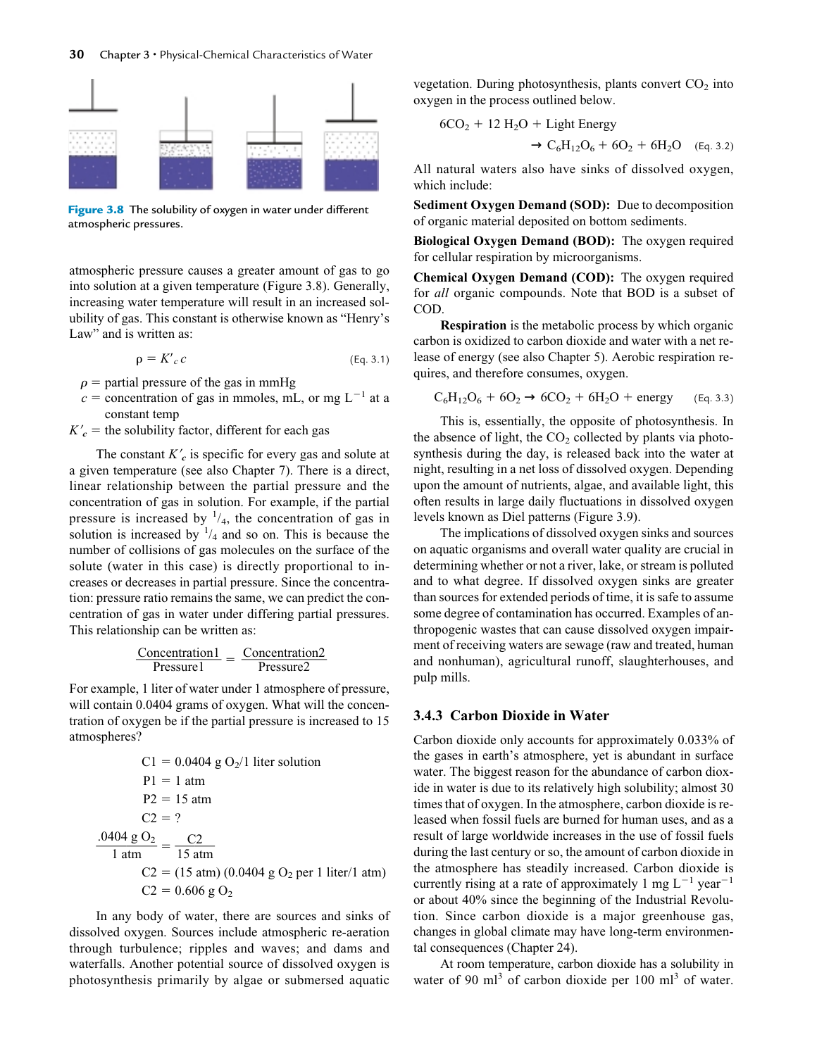**Figure 3.8** The solubility of oxygen in water under different atmospheric pressures.

atmospheric pressure causes a greater amount of gas to go into solution at a given temperature (Figure 3.8). Generally, increasing water temperature will result in an increased solubility of gas. This constant is otherwise known as "Henry's Law" and is written as:

$$\rho = K'_c c \quad \text{(Eq. 3.1)}$$

$\rho$ = partial pressure of the gas in mmHg

$c$ = concentration of gas in mmoles, mL, or mg $L^{-1}$ at a constant temp

$K'_c$ = the solubility factor, different for each gas

The constant $K'_c$ is specific for every gas and solute at a given temperature (see also Chapter 7). There is a direct, linear relationship between the partial pressure and the concentration of gas in solution. For example, if the partial pressure is increased by $^1/_4$, the concentration of gas in solution is increased by $^1/_4$ and so on. This is because the number of collisions of gas molecules on the surface of the solute (water in this case) is directly proportional to increases or decreases in partial pressure. Since the concentration: pressure ratio remains the same, we can predict the concentration of gas in water under differing partial pressures. This relationship can be written as:

$$\frac{\text{Concentration1}}{\text{Pressure1}} = \frac{\text{Concentration2}}{\text{Pressure2}}$$

For example, 1 liter of water under 1 atmosphere of pressure, will contain 0.0404 grams of oxygen. What will the concentration of oxygen be if the partial pressure is increased to 15 atmospheres?

$$C1 = 0.0404 \text{ g } O_2/1 \text{ liter solution}$$

$$P1 = 1 \text{ atm}$$

$$P2 = 15 \text{ atm}$$

$$C2 = ?$$

$$\frac{.0404 \text{ g } O_2}{1 \text{ atm}} = \frac{C2}{15 \text{ atm}}$$

$$C2 = (15 \text{ atm})(0.0404 \text{ g } O_2 \text{ per 1 liter/1 atm})$$

$$C2 = 0.606 \text{ g } O_2$$

In any body of water, there are sources and sinks of dissolved oxygen. Sources include atmospheric re-aeration through turbulence; ripples and waves; and dams and waterfalls. Another potential source of dissolved oxygen is photosynthesis primarily by algae or submersed aquatic vegetation. During photosynthesis, plants convert $CO_2$ into oxygen in the process outlined below.

$$6CO_2 + 12\,H_2O + \text{Light Energy} \rightarrow C_6H_{12}O_6 + 6O_2 + 6H_2O \quad \text{(Eq. 3.2)}$$

All natural waters also have sinks of dissolved oxygen, which include:

**Sediment Oxygen Demand (SOD):** Due to decomposition of organic material deposited on bottom sediments.

**Biological Oxygen Demand (BOD):** The oxygen required for cellular respiration by microorganisms.

**Chemical Oxygen Demand (COD):** The oxygen required for *all* organic compounds. Note that BOD is a subset of COD.

**Respiration** is the metabolic process by which organic carbon is oxidized to carbon dioxide and water with a net release of energy (see also Chapter 5). Aerobic respiration requires, and therefore consumes, oxygen.

$$C_6H_{12}O_6 + 6O_2 \rightarrow 6CO_2 + 6H_2O + \text{energy} \quad \text{(Eq. 3.3)}$$

This is, essentially, the opposite of photosynthesis. In the absence of light, the $CO_2$ collected by plants via photosynthesis during the day, is released back into the water at night, resulting in a net loss of dissolved oxygen. Depending upon the amount of nutrients, algae, and available light, this often results in large daily fluctuations in dissolved oxygen levels known as Diel patterns (Figure 3.9).

The implications of dissolved oxygen sinks and sources on aquatic organisms and overall water quality are crucial in determining whether or not a river, lake, or stream is polluted and to what degree. If dissolved oxygen sinks are greater than sources for extended periods of time, it is safe to assume some degree of contamination has occurred. Examples of anthropogenic wastes that can cause dissolved oxygen impairment of receiving waters are sewage (raw and treated, human and nonhuman), agricultural runoff, slaughterhouses, and pulp mills.

### 3.4.3 Carbon Dioxide in Water

Carbon dioxide only accounts for approximately 0.033% of the gases in earth's atmosphere, yet is abundant in surface water. The biggest reason for the abundance of carbon dioxide in water is due to its relatively high solubility; almost 30 times that of oxygen. In the atmosphere, carbon dioxide is released when fossil fuels are burned for human uses, and as a result of large worldwide increases in the use of fossil fuels during the last century or so, the amount of carbon dioxide in the atmosphere has steadily increased. Carbon dioxide is currently rising at a rate of approximately 1 mg $L^{-1}$ $year^{-1}$ or about 40% since the beginning of the Industrial Revolution. Since carbon dioxide is a major greenhouse gas, changes in global climate may have long-term environmental consequences (Chapter 24).

At room temperature, carbon dioxide has a solubility in water of 90 $ml^3$ of carbon dioxide per 100 $ml^3$ of water.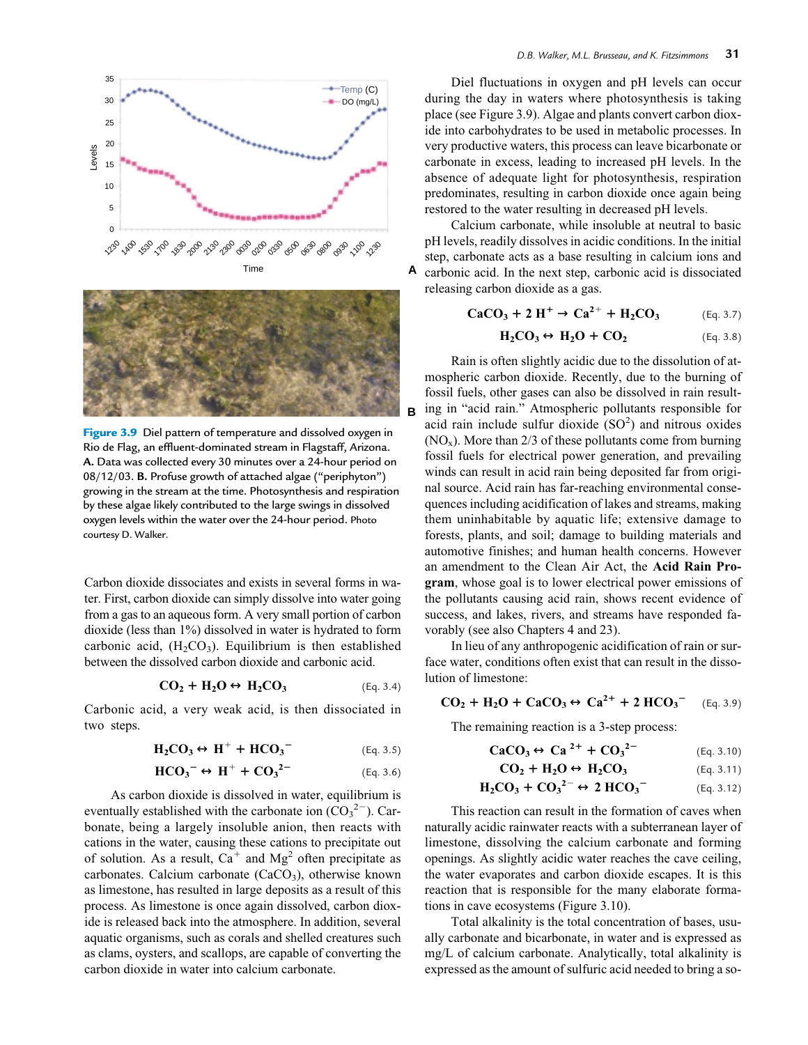35
30
25
20
15
10
5
0

Levels

Temp (C)
DO (mg/L)

1230 1400 1530 1700 1830 2000 2130 2300 0030 0200 0330 0500 0630 0800 0930 1100 1230

Time

A

B

**Figure 3.9** Diel pattern of temperature and dissolved oxygen in Rio de Flag, an effluent-dominated stream in Flagstaff, Arizona. **A.** Data was collected every 30 minutes over a 24-hour period on 08/12/03. **B.** Profuse growth of attached algae ("periphyton") growing in the stream at the time. Photosynthesis and respiration by these algae likely contributed to the large swings in dissolved oxygen levels within the water over the 24-hour period. Photo courtesy D. Walker.

Carbon dioxide dissociates and exists in several forms in water. First, carbon dioxide can simply dissolve into water going from a gas to an aqueous form. A very small portion of carbon dioxide (less than 1%) dissolved in water is hydrated to form carbonic acid, ($H_2CO_3$). Equilibrium is then established between the dissolved carbon dioxide and carbonic acid.

$$CO_2 + H_2O \leftrightarrow H_2CO_3 \qquad \text{(Eq. 3.4)}$$

Carbonic acid, a very weak acid, is then dissociated in two steps.

$$H_2CO_3 \leftrightarrow H^+ + HCO_3^- \qquad \text{(Eq. 3.5)}$$

$$HCO_3^- \leftrightarrow H^+ + CO_3^{2-} \qquad \text{(Eq. 3.6)}$$

As carbon dioxide is dissolved in water, equilibrium is eventually established with the carbonate ion ($CO_3^{2-}$). Carbonate, being a largely insoluble anion, then reacts with cations in the water, causing these cations to precipitate out of solution. As a result, $Ca^+$ and $Mg^2$ often precipitate as carbonates. Calcium carbonate ($CaCO_3$), otherwise known as limestone, has resulted in large deposits as a result of this process. As limestone is once again dissolved, carbon dioxide is released back into the atmosphere. In addition, several aquatic organisms, such as corals and shelled creatures such as clams, oysters, and scallops, are capable of converting the carbon dioxide in water into calcium carbonate.

Diel fluctuations in oxygen and pH levels can occur during the day in waters where photosynthesis is taking place (see Figure 3.9). Algae and plants convert carbon dioxide into carbohydrates to be used in metabolic processes. In very productive waters, this process can leave bicarbonate or carbonate in excess, leading to increased pH levels. In the absence of adequate light for photosynthesis, respiration predominates, resulting in carbon dioxide once again being restored to the water resulting in decreased pH levels.

Calcium carbonate, while insoluble at neutral to basic pH levels, readily dissolves in acidic conditions. In the initial step, carbonate acts as a base resulting in calcium ions and carbonic acid. In the next step, carbonic acid is dissociated releasing carbon dioxide as a gas.

$$CaCO_3 + 2\,H^+ \rightarrow Ca^{2+} + H_2CO_3 \qquad \text{(Eq. 3.7)}$$

$$H_2CO_3 \leftrightarrow H_2O + CO_2 \qquad \text{(Eq. 3.8)}$$

Rain is often slightly acidic due to the dissolution of atmospheric carbon dioxide. Recently, due to the burning of fossil fuels, other gases can also be dissolved in rain resulting in "acid rain." Atmospheric pollutants responsible for acid rain include sulfur dioxide ($SO^2$) and nitrous oxides ($NO_x$). More than 2/3 of these pollutants come from burning fossil fuels for electrical power generation, and prevailing winds can result in acid rain being deposited far from original source. Acid rain has far-reaching environmental consequences including acidification of lakes and streams, making them uninhabitable by aquatic life; extensive damage to forests, plants, and soil; damage to building materials and automotive finishes; and human health concerns. However an amendment to the Clean Air Act, the **Acid Rain Program**, whose goal is to lower electrical power emissions of the pollutants causing acid rain, shows recent evidence of success, and lakes, rivers, and streams have responded favorably (see also Chapters 4 and 23).

In lieu of any anthropogenic acidification of rain or surface water, conditions often exist that can result in the dissolution of limestone:

$$CO_2 + H_2O + CaCO_3 \leftrightarrow Ca^{2+} + 2\,HCO_3^- \qquad \text{(Eq. 3.9)}$$

The remaining reaction is a 3-step process:

$$CaCO_3 \leftrightarrow Ca^{2+} + CO_3^{2-} \qquad \text{(Eq. 3.10)}$$

$$CO_2 + H_2O \leftrightarrow H_2CO_3 \qquad \text{(Eq. 3.11)}$$

$$H_2CO_3 + CO_3^{2-} \leftrightarrow 2\,HCO_3^- \qquad \text{(Eq. 3.12)}$$

This reaction can result in the formation of caves when naturally acidic rainwater reacts with a subterranean layer of limestone, dissolving the calcium carbonate and forming openings. As slightly acidic water reaches the cave ceiling, the water evaporates and carbon dioxide escapes. It is this reaction that is responsible for the many elaborate formations in cave ecosystems (Figure 3.10).

Total alkalinity is the total concentration of bases, usually carbonate and bicarbonate, in water and is expressed as mg/L of calcium carbonate. Analytically, total alkalinity is expressed as the amount of sulfuric acid needed to bring a so-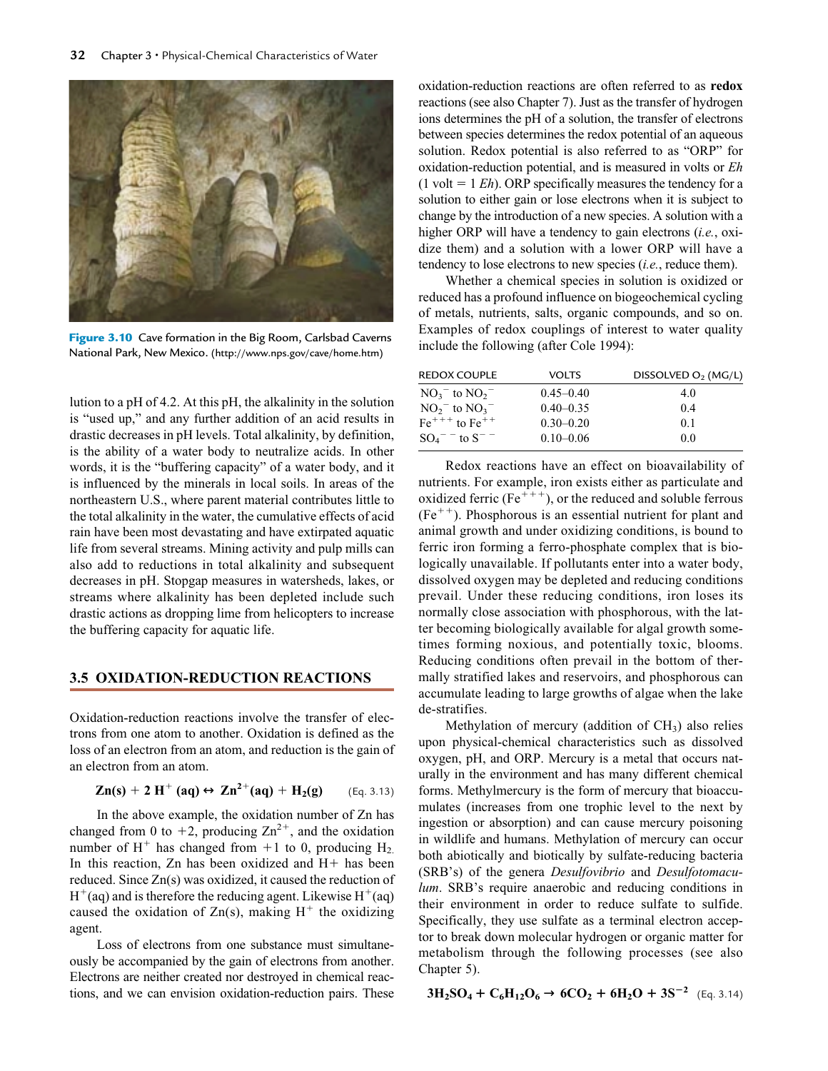Figure 3.10 Cave formation in the Big Room, Carlsbad Caverns National Park, New Mexico. (http://www.nps.gov/cave/home.htm)

lution to a pH of 4.2. At this pH, the alkalinity in the solution is "used up," and any further addition of an acid results in drastic decreases in pH levels. Total alkalinity, by definition, is the ability of a water body to neutralize acids. In other words, it is the "buffering capacity" of a water body, and it is influenced by the minerals in local soils. In areas of the northeastern U.S., where parent material contributes little to the total alkalinity in the water, the cumulative effects of acid rain have been most devastating and have extirpated aquatic life from several streams. Mining activity and pulp mills can also add to reductions in total alkalinity and subsequent decreases in pH. Stopgap measures in watersheds, lakes, or streams where alkalinity has been depleted include such drastic actions as dropping lime from helicopters to increase the buffering capacity for aquatic life.

## 3.5 OXIDATION-REDUCTION REACTIONS

Oxidation-reduction reactions involve the transfer of electrons from one atom to another. Oxidation is defined as the loss of an electron from an atom, and reduction is the gain of an electron from an atom.

$$\mathbf{Zn(s) + 2\,H^+\,(aq) \leftrightarrow Zn^{2+}(aq) + H_2(g)} \qquad \text{(Eq. 3.13)}$$

In the above example, the oxidation number of Zn has changed from 0 to +2, producing $Zn^{2+}$, and the oxidation number of $H^+$ has changed from +1 to 0, producing $H_2$. In this reaction, Zn has been oxidized and H+ has been reduced. Since Zn(s) was oxidized, it caused the reduction of $H^+$(aq) and is therefore the reducing agent. Likewise $H^+$(aq) caused the oxidation of Zn(s), making $H^+$ the oxidizing agent.

Loss of electrons from one substance must simultaneously be accompanied by the gain of electrons from another. Electrons are neither created nor destroyed in chemical reactions, and we can envision oxidation-reduction pairs. These oxidation-reduction reactions are often referred to as **redox** reactions (see also Chapter 7). Just as the transfer of hydrogen ions determines the pH of a solution, the transfer of electrons between species determines the redox potential of an aqueous solution. Redox potential is also referred to as "ORP" for oxidation-reduction potential, and is measured in volts or *Eh* (1 volt = 1 *Eh*). ORP specifically measures the tendency for a solution to either gain or lose electrons when it is subject to change by the introduction of a new species. A solution with a higher ORP will have a tendency to gain electrons (*i.e.*, oxidize them) and a solution with a lower ORP will have a tendency to lose electrons to new species (*i.e.*, reduce them).

Whether a chemical species in solution is oxidized or reduced has a profound influence on biogeochemical cycling of metals, nutrients, salts, organic compounds, and so on. Examples of redox couplings of interest to water quality include the following (after Cole 1994):

| REDOX COUPLE | VOLTS | DISSOLVED $O_2$ (MG/L) |
|---|---|---|
| $NO_3^-$ to $NO_2^-$ | 0.45–0.40 | 4.0 |
| $NO_2^-$ to $NO_3^-$ | 0.40–0.35 | 0.4 |
| $Fe^{+++}$ to $Fe^{++}$ | 0.30–0.20 | 0.1 |
| $SO_4^{--}$ to $S^{--}$ | 0.10–0.06 | 0.0 |

Redox reactions have an effect on bioavailability of nutrients. For example, iron exists either as particulate and oxidized ferric ($Fe^{+++}$), or the reduced and soluble ferrous ($Fe^{++}$). Phosphorous is an essential nutrient for plant and animal growth and under oxidizing conditions, is bound to ferric iron forming a ferro-phosphate complex that is biologically unavailable. If pollutants enter into a water body, dissolved oxygen may be depleted and reducing conditions prevail. Under these reducing conditions, iron loses its normally close association with phosphorous, with the latter becoming biologically available for algal growth sometimes forming noxious, and potentially toxic, blooms. Reducing conditions often prevail in the bottom of thermally stratified lakes and reservoirs, and phosphorous can accumulate leading to large growths of algae when the lake de-stratifies.

Methylation of mercury (addition of $CH_3$) also relies upon physical-chemical characteristics such as dissolved oxygen, pH, and ORP. Mercury is a metal that occurs naturally in the environment and has many different chemical forms. Methylmercury is the form of mercury that bioaccumulates (increases from one trophic level to the next by ingestion or absorption) and can cause mercury poisoning in wildlife and humans. Methylation of mercury can occur both abiotically and biotically by sulfate-reducing bacteria (SRB's) of the genera *Desulfovibrio* and *Desulfotomaculum*. SRB's require anaerobic and reducing conditions in their environment in order to reduce sulfate to sulfide. Specifically, they use sulfate as a terminal electron acceptor to break down molecular hydrogen or organic matter for metabolism through the following processes (see also Chapter 5).

$$\mathbf{3H_2SO_4 + C_6H_{12}O_6 \rightarrow 6CO_2 + 6H_2O + 3S^{-2}} \qquad \text{(Eq. 3.14)}$$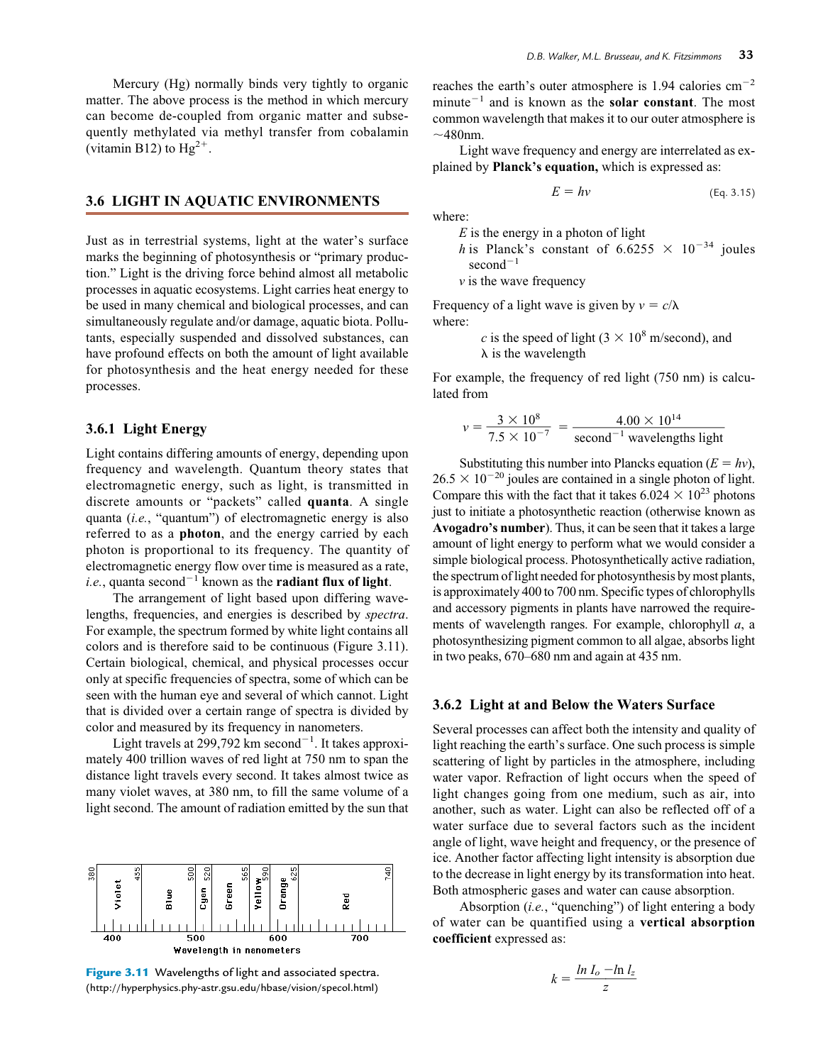Mercury (Hg) normally binds very tightly to organic matter. The above process is the method in which mercury can become de-coupled from organic matter and subsequently methylated via methyl transfer from cobalamin (vitamin B12) to $Hg^{2+}$.

## 3.6 LIGHT IN AQUATIC ENVIRONMENTS

Just as in terrestrial systems, light at the water's surface marks the beginning of photosynthesis or "primary production." Light is the driving force behind almost all metabolic processes in aquatic ecosystems. Light carries heat energy to be used in many chemical and biological processes, and can simultaneously regulate and/or damage, aquatic biota. Pollutants, especially suspended and dissolved substances, can have profound effects on both the amount of light available for photosynthesis and the heat energy needed for these processes.

### 3.6.1 Light Energy

Light contains differing amounts of energy, depending upon frequency and wavelength. Quantum theory states that electromagnetic energy, such as light, is transmitted in discrete amounts or "packets" called **quanta**. A single quanta (*i.e.*, "quantum") of electromagnetic energy is also referred to as a **photon**, and the energy carried by each photon is proportional to its frequency. The quantity of electromagnetic energy flow over time is measured as a rate, *i.e.*, quanta $second^{-1}$ known as the **radiant flux of light**.

The arrangement of light based upon differing wavelengths, frequencies, and energies is described by *spectra*. For example, the spectrum formed by white light contains all colors and is therefore said to be continuous (Figure 3.11). Certain biological, chemical, and physical processes occur only at specific frequencies of spectra, some of which can be seen with the human eye and several of which cannot. Light that is divided over a certain range of spectra is divided by color and measured by its frequency in nanometers.

Light travels at 299,792 km $second^{-1}$. It takes approximately 400 trillion waves of red light at 750 nm to span the distance light travels every second. It takes almost twice as many violet waves, at 380 nm, to fill the same volume of a light second. The amount of radiation emitted by the sun that reaches the earth's outer atmosphere is 1.94 calories $cm^{-2}$ $minute^{-1}$ and is known as the **solar constant**. The most common wavelength that makes it to our outer atmosphere is ~480nm.

| 380 | 455 | 500 | 520 | 565 | 590 | 625 | 740 |
|---|---|---|---|---|---|---|---|
| Violet | Blue | Cyan | Green | Yellow | Orange | Red | |

Wavelength in nanometers (400, 500, 600, 700)

**Figure 3.11** Wavelengths of light and associated spectra. (http://hyperphysics.phy-astr.gsu.edu/hbase/vision/specol.html)

Light wave frequency and energy are interrelated as explained by **Planck's equation,** which is expressed as:

$$E = hv \qquad \text{(Eq. 3.15)}$$

where:

$E$ is the energy in a photon of light
$h$ is Planck's constant of $6.6255 \times 10^{-34}$ joules $second^{-1}$
$v$ is the wave frequency

Frequency of a light wave is given by $v = c/\lambda$
where:

$c$ is the speed of light ($3 \times 10^8$ m/second), and
$\lambda$ is the wavelength

For example, the frequency of red light (750 nm) is calculated from

$$v = \frac{3 \times 10^8}{7.5 \times 10^{-7}} = \frac{4.00 \times 10^{14}}{\text{second}^{-1} \text{ wavelengths light}}$$

Substituting this number into Plancks equation ($E = hv$), $26.5 \times 10^{-20}$ joules are contained in a single photon of light. Compare this with the fact that it takes $6.024 \times 10^{23}$ photons just to initiate a photosynthetic reaction (otherwise known as **Avogadro's number**). Thus, it can be seen that it takes a large amount of light energy to perform what we would consider a simple biological process. Photosynthetically active radiation, the spectrum of light needed for photosynthesis by most plants, is approximately 400 to 700 nm. Specific types of chlorophylls and accessory pigments in plants have narrowed the requirements of wavelength ranges. For example, chlorophyll *a*, a photosynthesizing pigment common to all algae, absorbs light in two peaks, 670–680 nm and again at 435 nm.

### 3.6.2 Light at and Below the Waters Surface

Several processes can affect both the intensity and quality of light reaching the earth's surface. One such process is simple scattering of light by particles in the atmosphere, including water vapor. Refraction of light occurs when the speed of light changes going from one medium, such as air, into another, such as water. Light can also be reflected off of a water surface due to several factors such as the incident angle of light, wave height and frequency, or the presence of ice. Another factor affecting light intensity is absorption due to the decrease in light energy by its transformation into heat. Both atmospheric gases and water can cause absorption.

Absorption (*i.e.*, "quenching") of light entering a body of water can be quantified using a **vertical absorption coefficient** expressed as:

$$k = \frac{\ln I_o - \ln I_z}{z}$$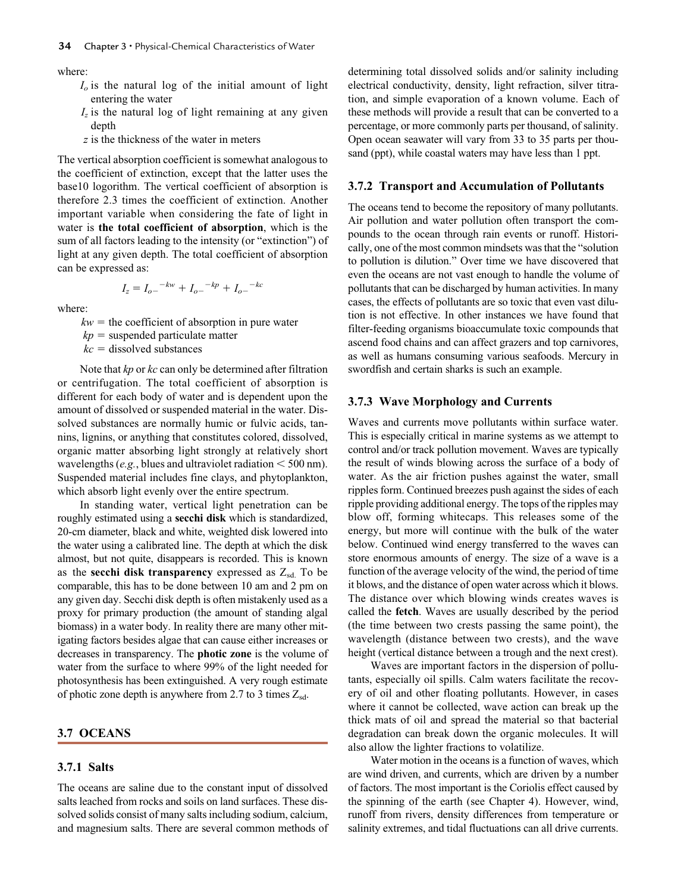where:

$I_o$ is the natural log of the initial amount of light entering the water

$I_z$ is the natural log of light remaining at any given depth

$z$ is the thickness of the water in meters

The vertical absorption coefficient is somewhat analogous to the coefficient of extinction, except that the latter uses the base10 logorithm. The vertical coefficient of absorption is therefore 2.3 times the coefficient of extinction. Another important variable when considering the fate of light in water is **the total coefficient of absorption**, which is the sum of all factors leading to the intensity (or "extinction") of light at any given depth. The total coefficient of absorption can be expressed as:

$$I_z = I_{o-}^{-kw} + I_{o-}^{-kp} + I_{o-}^{-kc}$$

where:

$kw$ = the coefficient of absorption in pure water

$kp$ = suspended particulate matter

$kc$ = dissolved substances

Note that $kp$ or $kc$ can only be determined after filtration or centrifugation. The total coefficient of absorption is different for each body of water and is dependent upon the amount of dissolved or suspended material in the water. Dissolved substances are normally humic or fulvic acids, tannins, lignins, or anything that constitutes colored, dissolved, organic matter absorbing light strongly at relatively short wavelengths (*e.g.*, blues and ultraviolet radiation < 500 nm). Suspended material includes fine clays, and phytoplankton, which absorb light evenly over the entire spectrum.

In standing water, vertical light penetration can be roughly estimated using a **secchi disk** which is standardized, 20-cm diameter, black and white, weighted disk lowered into the water using a calibrated line. The depth at which the disk almost, but not quite, disappears is recorded. This is known as the **secchi disk transparency** expressed as $Z_{sd}$. To be comparable, this has to be done between 10 am and 2 pm on any given day. Secchi disk depth is often mistakenly used as a proxy for primary production (the amount of standing algal biomass) in a water body. In reality there are many other mitigating factors besides algae that can cause either increases or decreases in transparency. The **photic zone** is the volume of water from the surface to where 99% of the light needed for photosynthesis has been extinguished. A very rough estimate of photic zone depth is anywhere from 2.7 to 3 times $Z_{sd}$.

## 3.7 OCEANS

### 3.7.1 Salts

The oceans are saline due to the constant input of dissolved salts leached from rocks and soils on land surfaces. These dissolved solids consist of many salts including sodium, calcium, and magnesium salts. There are several common methods of determining total dissolved solids and/or salinity including electrical conductivity, density, light refraction, silver titration, and simple evaporation of a known volume. Each of these methods will provide a result that can be converted to a percentage, or more commonly parts per thousand, of salinity. Open ocean seawater will vary from 33 to 35 parts per thousand (ppt), while coastal waters may have less than 1 ppt.

### 3.7.2 Transport and Accumulation of Pollutants

The oceans tend to become the repository of many pollutants. Air pollution and water pollution often transport the compounds to the ocean through rain events or runoff. Historically, one of the most common mindsets was that the "solution to pollution is dilution." Over time we have discovered that even the oceans are not vast enough to handle the volume of pollutants that can be discharged by human activities. In many cases, the effects of pollutants are so toxic that even vast dilution is not effective. In other instances we have found that filter-feeding organisms bioaccumulate toxic compounds that ascend food chains and can affect grazers and top carnivores, as well as humans consuming various seafoods. Mercury in swordfish and certain sharks is such an example.

### 3.7.3 Wave Morphology and Currents

Waves and currents move pollutants within surface water. This is especially critical in marine systems as we attempt to control and/or track pollution movement. Waves are typically the result of winds blowing across the surface of a body of water. As the air friction pushes against the water, small ripples form. Continued breezes push against the sides of each ripple providing additional energy. The tops of the ripples may blow off, forming whitecaps. This releases some of the energy, but more will continue with the bulk of the water below. Continued wind energy transferred to the waves can store enormous amounts of energy. The size of a wave is a function of the average velocity of the wind, the period of time it blows, and the distance of open water across which it blows. The distance over which blowing winds creates waves is called the **fetch**. Waves are usually described by the period (the time between two crests passing the same point), the wavelength (distance between two crests), and the wave height (vertical distance between a trough and the next crest).

Waves are important factors in the dispersion of pollutants, especially oil spills. Calm waters facilitate the recovery of oil and other floating pollutants. However, in cases where it cannot be collected, wave action can break up the thick mats of oil and spread the material so that bacterial degradation can break down the organic molecules. It will also allow the lighter fractions to volatilize.

Water motion in the oceans is a function of waves, which are wind driven, and currents, which are driven by a number of factors. The most important is the Coriolis effect caused by the spinning of the earth (see Chapter 4). However, wind, runoff from rivers, density differences from temperature or salinity extremes, and tidal fluctuations can all drive currents.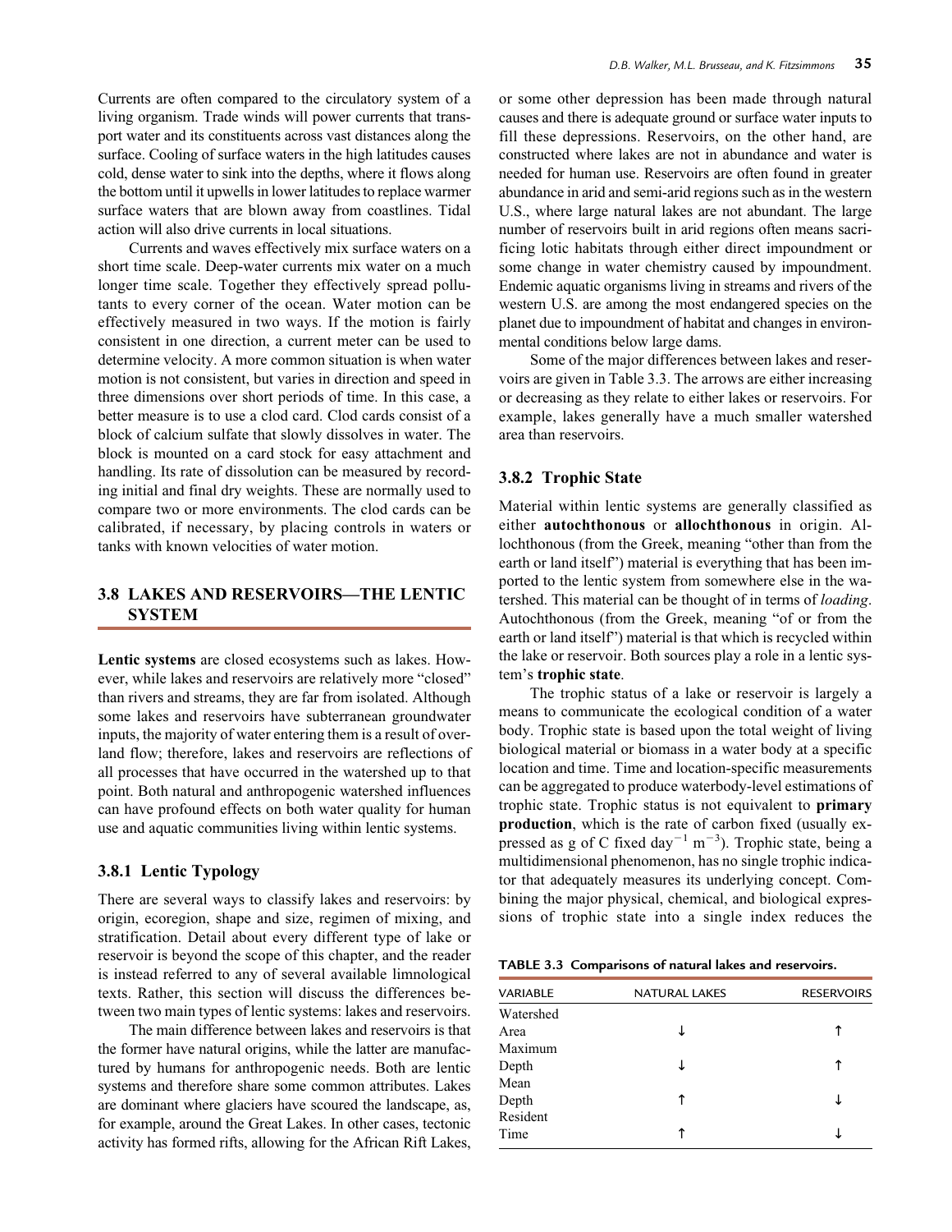Currents are often compared to the circulatory system of a living organism. Trade winds will power currents that transport water and its constituents across vast distances along the surface. Cooling of surface waters in the high latitudes causes cold, dense water to sink into the depths, where it flows along the bottom until it upwells in lower latitudes to replace warmer surface waters that are blown away from coastlines. Tidal action will also drive currents in local situations.

Currents and waves effectively mix surface waters on a short time scale. Deep-water currents mix water on a much longer time scale. Together they effectively spread pollutants to every corner of the ocean. Water motion can be effectively measured in two ways. If the motion is fairly consistent in one direction, a current meter can be used to determine velocity. A more common situation is when water motion is not consistent, but varies in direction and speed in three dimensions over short periods of time. In this case, a better measure is to use a clod card. Clod cards consist of a block of calcium sulfate that slowly dissolves in water. The block is mounted on a card stock for easy attachment and handling. Its rate of dissolution can be measured by recording initial and final dry weights. These are normally used to compare two or more environments. The clod cards can be calibrated, if necessary, by placing controls in waters or tanks with known velocities of water motion.

## 3.8 LAKES AND RESERVOIRS—THE LENTIC SYSTEM

**Lentic systems** are closed ecosystems such as lakes. However, while lakes and reservoirs are relatively more "closed" than rivers and streams, they are far from isolated. Although some lakes and reservoirs have subterranean groundwater inputs, the majority of water entering them is a result of overland flow; therefore, lakes and reservoirs are reflections of all processes that have occurred in the watershed up to that point. Both natural and anthropogenic watershed influences can have profound effects on both water quality for human use and aquatic communities living within lentic systems.

### 3.8.1 Lentic Typology

There are several ways to classify lakes and reservoirs: by origin, ecoregion, shape and size, regimen of mixing, and stratification. Detail about every different type of lake or reservoir is beyond the scope of this chapter, and the reader is instead referred to any of several available limnological texts. Rather, this section will discuss the differences between two main types of lentic systems: lakes and reservoirs.

The main difference between lakes and reservoirs is that the former have natural origins, while the latter are manufactured by humans for anthropogenic needs. Both are lentic systems and therefore share some common attributes. Lakes are dominant where glaciers have scoured the landscape, as, for example, around the Great Lakes. In other cases, tectonic activity has formed rifts, allowing for the African Rift Lakes, or some other depression has been made through natural causes and there is adequate ground or surface water inputs to fill these depressions. Reservoirs, on the other hand, are constructed where lakes are not in abundance and water is needed for human use. Reservoirs are often found in greater abundance in arid and semi-arid regions such as in the western U.S., where large natural lakes are not abundant. The large number of reservoirs built in arid regions often means sacrificing lotic habitats through either direct impoundment or some change in water chemistry caused by impoundment. Endemic aquatic organisms living in streams and rivers of the western U.S. are among the most endangered species on the planet due to impoundment of habitat and changes in environmental conditions below large dams.

Some of the major differences between lakes and reservoirs are given in Table 3.3. The arrows are either increasing or decreasing as they relate to either lakes or reservoirs. For example, lakes generally have a much smaller watershed area than reservoirs.

**TABLE 3.3 Comparisons of natural lakes and reservoirs.**

| VARIABLE | NATURAL LAKES | RESERVOIRS |
|---|---|---|
| Watershed Area | ↓ | ↑ |
| Maximum Depth | ↓ | ↑ |
| Mean Depth | ↑ | ↓ |
| Resident Time | ↑ | ↓ |

### 3.8.2 Trophic State

Material within lentic systems are generally classified as either **autochthonous** or **allochthonous** in origin. Allochthonous (from the Greek, meaning "other than from the earth or land itself") material is everything that has been imported to the lentic system from somewhere else in the watershed. This material can be thought of in terms of *loading*. Autochthonous (from the Greek, meaning "of or from the earth or land itself") material is that which is recycled within the lake or reservoir. Both sources play a role in a lentic system's **trophic state**.

The trophic status of a lake or reservoir is largely a means to communicate the ecological condition of a water body. Trophic state is based upon the total weight of living biological material or biomass in a water body at a specific location and time. Time and location-specific measurements can be aggregated to produce waterbody-level estimations of trophic state. Trophic status is not equivalent to **primary production**, which is the rate of carbon fixed (usually expressed as g of C fixed $day^{-1}$ $m^{-3}$). Trophic state, being a multidimensional phenomenon, has no single trophic indicator that adequately measures its underlying concept. Combining the major physical, chemical, and biological expressions of trophic state into a single index reduces the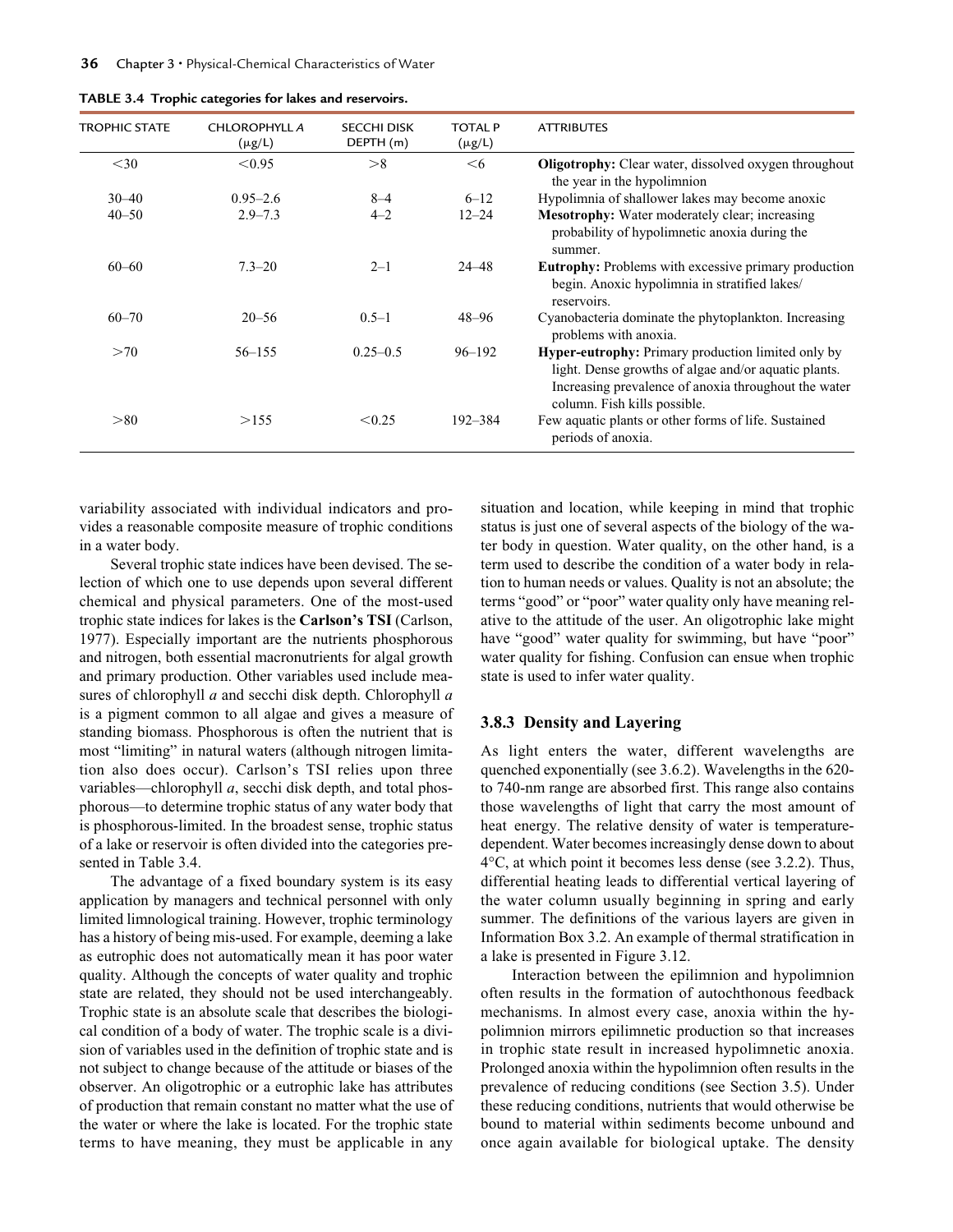**TABLE 3.4 Trophic categories for lakes and reservoirs.**

| TROPHIC STATE | CHLOROPHYLL *A* (μg/L) | SECCHI DISK DEPTH (m) | TOTAL P (μg/L) | ATTRIBUTES |
|---|---|---|---|---|
| <30 | <0.95 | >8 | <6 | **Oligotrophy:** Clear water, dissolved oxygen throughout the year in the hypolimnion |
| 30–40 | 0.95–2.6 | 8–4 | 6–12 | Hypolimnia of shallower lakes may become anoxic |
| 40–50 | 2.9–7.3 | 4–2 | 12–24 | **Mesotrophy:** Water moderately clear; increasing probability of hypolimnetic anoxia during the summer. |
| 60–60 | 7.3–20 | 2–1 | 24–48 | **Eutrophy:** Problems with excessive primary production begin. Anoxic hypolimnia in stratified lakes/reservoirs. |
| 60–70 | 20–56 | 0.5–1 | 48–96 | Cyanobacteria dominate the phytoplankton. Increasing problems with anoxia. |
| >70 | 56–155 | 0.25–0.5 | 96–192 | **Hyper-eutrophy:** Primary production limited only by light. Dense growths of algae and/or aquatic plants. Increasing prevalence of anoxia throughout the water column. Fish kills possible. |
| >80 | >155 | <0.25 | 192–384 | Few aquatic plants or other forms of life. Sustained periods of anoxia. |

variability associated with individual indicators and provides a reasonable composite measure of trophic conditions in a water body.

Several trophic state indices have been devised. The selection of which one to use depends upon several different chemical and physical parameters. One of the most-used trophic state indices for lakes is the **Carlson's TSI** (Carlson, 1977). Especially important are the nutrients phosphorous and nitrogen, both essential macronutrients for algal growth and primary production. Other variables used include measures of chlorophyll *a* and secchi disk depth. Chlorophyll *a* is a pigment common to all algae and gives a measure of standing biomass. Phosphorous is often the nutrient that is most "limiting" in natural waters (although nitrogen limitation also does occur). Carlson's TSI relies upon three variables—chlorophyll *a*, secchi disk depth, and total phosphorous—to determine trophic status of any water body that is phosphorous-limited. In the broadest sense, trophic status of a lake or reservoir is often divided into the categories presented in Table 3.4.

The advantage of a fixed boundary system is its easy application by managers and technical personnel with only limited limnological training. However, trophic terminology has a history of being mis-used. For example, deeming a lake as eutrophic does not automatically mean it has poor water quality. Although the concepts of water quality and trophic state are related, they should not be used interchangeably. Trophic state is an absolute scale that describes the biological condition of a body of water. The trophic scale is a division of variables used in the definition of trophic state and is not subject to change because of the attitude or biases of the observer. An oligotrophic or a eutrophic lake has attributes of production that remain constant no matter what the use of the water or where the lake is located. For the trophic state terms to have meaning, they must be applicable in any situation and location, while keeping in mind that trophic status is just one of several aspects of the biology of the water body in question. Water quality, on the other hand, is a term used to describe the condition of a water body in relation to human needs or values. Quality is not an absolute; the terms "good" or "poor" water quality only have meaning relative to the attitude of the user. An oligotrophic lake might have "good" water quality for swimming, but have "poor" water quality for fishing. Confusion can ensue when trophic state is used to infer water quality.

### 3.8.3 Density and Layering

As light enters the water, different wavelengths are quenched exponentially (see 3.6.2). Wavelengths in the 620- to 740-nm range are absorbed first. This range also contains those wavelengths of light that carry the most amount of heat energy. The relative density of water is temperature-dependent. Water becomes increasingly dense down to about 4°C, at which point it becomes less dense (see 3.2.2). Thus, differential heating leads to differential vertical layering of the water column usually beginning in spring and early summer. The definitions of the various layers are given in Information Box 3.2. An example of thermal stratification in a lake is presented in Figure 3.12.

Interaction between the epilimnion and hypolimnion often results in the formation of autochthonous feedback mechanisms. In almost every case, anoxia within the hypolimnion mirrors epilimnetic production so that increases in trophic state result in increased hypolimnetic anoxia. Prolonged anoxia within the hypolimnion often results in the prevalence of reducing conditions (see Section 3.5). Under these reducing conditions, nutrients that would otherwise be bound to material within sediments become unbound and once again available for biological uptake. The density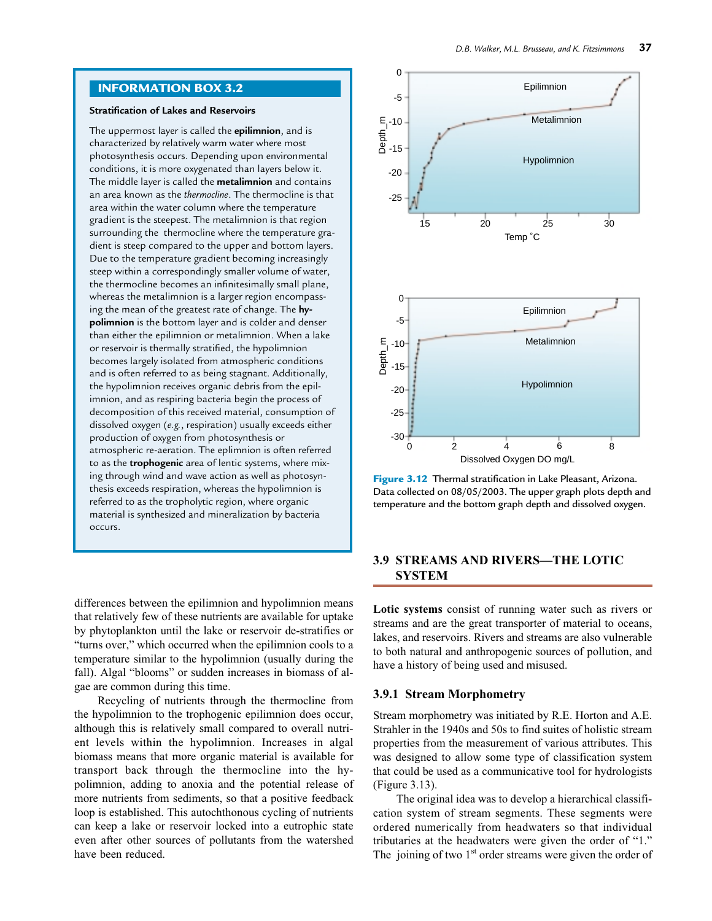## INFORMATION BOX 3.2

**Stratification of Lakes and Reservoirs**

The uppermost layer is called the **epilimnion**, and is characterized by relatively warm water where most photosynthesis occurs. Depending upon environmental conditions, it is more oxygenated than layers below it. The middle layer is called the **metalimnion** and contains an area known as the *thermocline*. The thermocline is that area within the water column where the temperature gradient is the steepest. The metalimnion is that region surrounding the thermocline where the temperature gradient is steep compared to the upper and bottom layers. Due to the temperature gradient becoming increasingly steep within a correspondingly smaller volume of water, the thermocline becomes an infinitesimally small plane, whereas the metalimnion is a larger region encompassing the mean of the greatest rate of change. The **hypolimnion** is the bottom layer and is colder and denser than either the epilimnion or metalimnion. When a lake or reservoir is thermally stratified, the hypolimnion becomes largely isolated from atmospheric conditions and is often referred to as being stagnant. Additionally, the hypolimnion receives organic debris from the epilimnion, and as respiring bacteria begin the process of decomposition of this received material, consumption of dissolved oxygen (*e.g.*, respiration) usually exceeds either production of oxygen from photosynthesis or atmospheric re-aeration. The epilimnion is often referred to as the **trophogenic** area of lentic systems, where mixing through wind and wave action as well as photosynthesis exceeds respiration, whereas the hypolimnion is referred to as the tropholytic region, where organic material is synthesized and mineralization by bacteria occurs.

---

differences between the epilimnion and hypolimnion means that relatively few of these nutrients are available for uptake by phytoplankton until the lake or reservoir de-stratifies or "turns over," which occurred when the epilimnion cools to a temperature similar to the hypolimnion (usually during the fall). Algal "blooms" or sudden increases in biomass of algae are common during this time.

Recycling of nutrients through the thermocline from the hypolimnion to the trophogenic epilimnion does occur, although this is relatively small compared to overall nutrient levels within the hypolimnion. Increases in algal biomass means that more organic material is available for transport back through the thermocline into the hypolimnion, adding to anoxia and the potential release of more nutrients from sediments, so that a positive feedback loop is established. This autochthonous cycling of nutrients can keep a lake or reservoir locked into a eutrophic state even after other sources of pollutants from the watershed have been reduced.

**Figure 3.12** Thermal stratification in Lake Pleasant, Arizona. Data collected on 08/05/2003. The upper graph plots depth and temperature and the bottom graph depth and dissolved oxygen.

## 3.9 STREAMS AND RIVERS—THE LOTIC SYSTEM

**Lotic systems** consist of running water such as rivers or streams and are the great transporter of material to oceans, lakes, and reservoirs. Rivers and streams are also vulnerable to both natural and anthropogenic sources of pollution, and have a history of being used and misused.

### 3.9.1 Stream Morphometry

Stream morphometry was initiated by R.E. Horton and A.E. Strahler in the 1940s and 50s to find suites of holistic stream properties from the measurement of various attributes. This was designed to allow some type of classification system that could be used as a communicative tool for hydrologists (Figure 3.13).

The original idea was to develop a hierarchical classification system of stream segments. These segments were ordered numerically from headwaters so that individual tributaries at the headwaters were given the order of "1." The joining of two 1st order streams were given the order of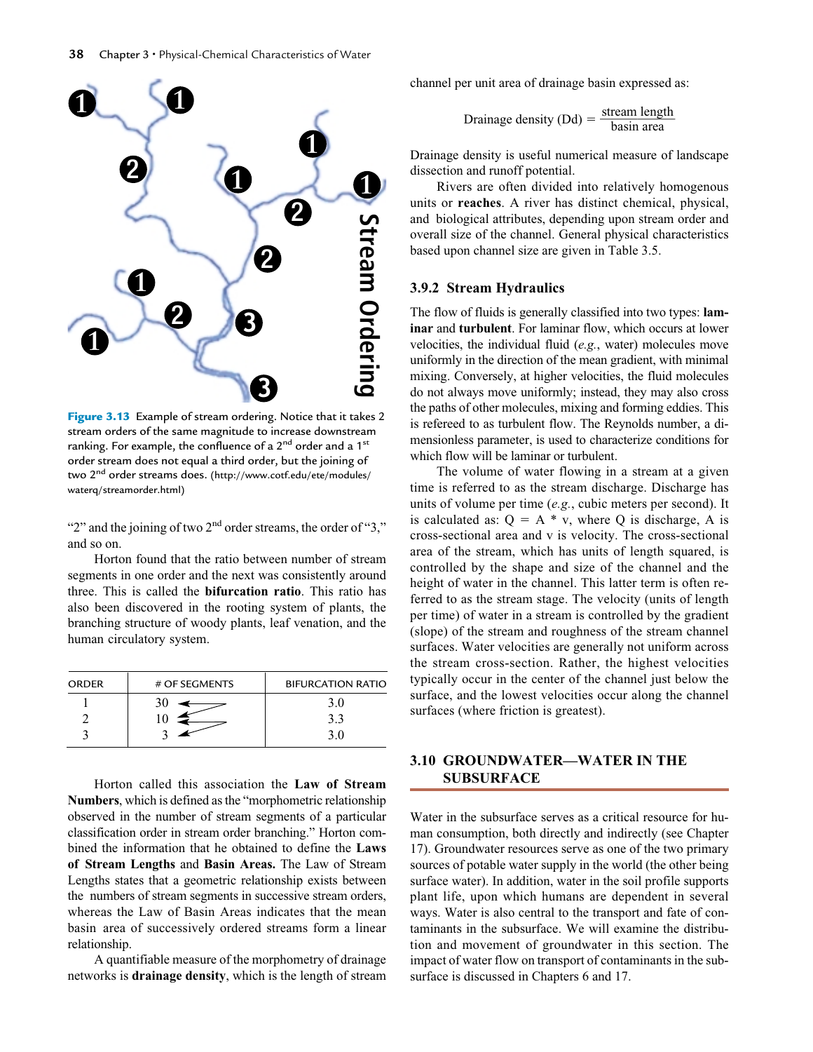Stream Ordering

1 1 1 1 1 1 2 2 2 2 3 3

Figure 3.13 Example of stream ordering. Notice that it takes 2 stream orders of the same magnitude to increase downstream ranking. For example, the confluence of a 2nd order and a 1st order stream does not equal a third order, but the joining of two 2nd order streams does. (http://www.cotf.edu/ete/modules/waterq/streamorder.html)

"2" and the joining of two 2nd order streams, the order of "3," and so on.

Horton found that the ratio between number of stream segments in one order and the next was consistently around three. This is called the **bifurcation ratio**. This ratio has also been discovered in the rooting system of plants, the branching structure of woody plants, leaf venation, and the human circulatory system.

| ORDER | # OF SEGMENTS | BIFURCATION RATIO |
|---|---|---|
| 1 | 30 | 3.0 |
| 2 | 10 | 3.3 |
| 3 | 3 | 3.0 |

Horton called this association the **Law of Stream Numbers**, which is defined as the "morphometric relationship observed in the number of stream segments of a particular classification order in stream order branching." Horton combined the information that he obtained to define the **Laws of Stream Lengths** and **Basin Areas.** The Law of Stream Lengths states that a geometric relationship exists between the numbers of stream segments in successive stream orders, whereas the Law of Basin Areas indicates that the mean basin area of successively ordered streams form a linear relationship.

A quantifiable measure of the morphometry of drainage networks is **drainage density**, which is the length of stream channel per unit area of drainage basin expressed as:

$$\text{Drainage density (Dd)} = \frac{\text{stream length}}{\text{basin area}}$$

Drainage density is useful numerical measure of landscape dissection and runoff potential.

Rivers are often divided into relatively homogenous units or **reaches**. A river has distinct chemical, physical, and biological attributes, depending upon stream order and overall size of the channel. General physical characteristics based upon channel size are given in Table 3.5.

### 3.9.2 Stream Hydraulics

The flow of fluids is generally classified into two types: **laminar** and **turbulent**. For laminar flow, which occurs at lower velocities, the individual fluid (*e.g.*, water) molecules move uniformly in the direction of the mean gradient, with minimal mixing. Conversely, at higher velocities, the fluid molecules do not always move uniformly; instead, they may also cross the paths of other molecules, mixing and forming eddies. This is refereed to as turbulent flow. The Reynolds number, a dimensionless parameter, is used to characterize conditions for which flow will be laminar or turbulent.

The volume of water flowing in a stream at a given time is referred to as the stream discharge. Discharge has units of volume per time (*e.g.*, cubic meters per second). It is calculated as: $Q = A * v$, where Q is discharge, A is cross-sectional area and v is velocity. The cross-sectional area of the stream, which has units of length squared, is controlled by the shape and size of the channel and the height of water in the channel. This latter term is often referred to as the stream stage. The velocity (units of length per time) of water in a stream is controlled by the gradient (slope) of the stream and roughness of the stream channel surfaces. Water velocities are generally not uniform across the stream cross-section. Rather, the highest velocities typically occur in the center of the channel just below the surface, and the lowest velocities occur along the channel surfaces (where friction is greatest).

## 3.10 GROUNDWATER—WATER IN THE SUBSURFACE

Water in the subsurface serves as a critical resource for human consumption, both directly and indirectly (see Chapter 17). Groundwater resources serve as one of the two primary sources of potable water supply in the world (the other being surface water). In addition, water in the soil profile supports plant life, upon which humans are dependent in several ways. Water is also central to the transport and fate of contaminants in the subsurface. We will examine the distribution and movement of groundwater in this section. The impact of water flow on transport of contaminants in the subsurface is discussed in Chapters 6 and 17.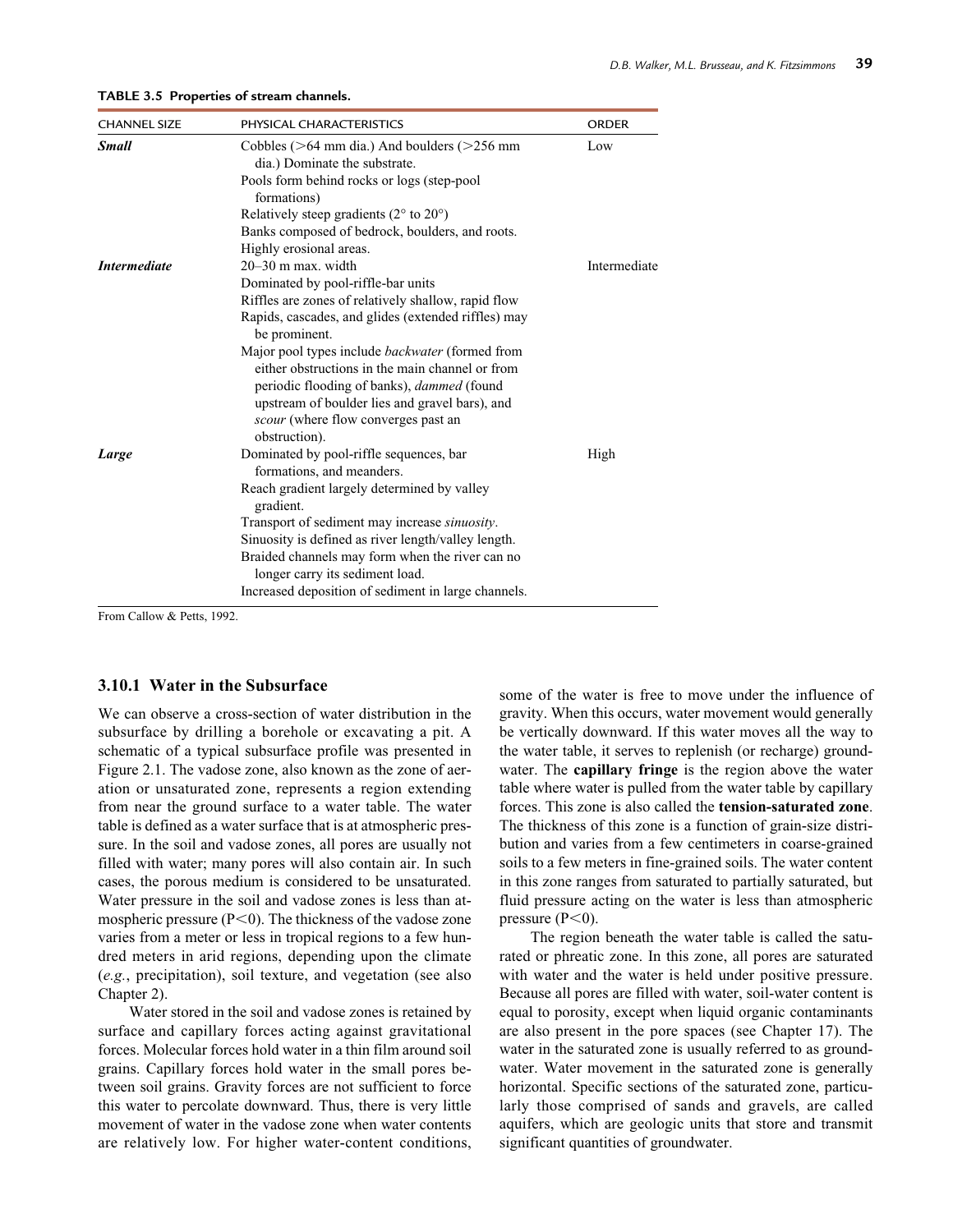**TABLE 3.5 Properties of stream channels.**

| CHANNEL SIZE | PHYSICAL CHARACTERISTICS | ORDER |
|---|---|---|
| ***Small*** | Cobbles (>64 mm dia.) And boulders (>256 mm dia.) Dominate the substrate.<br>Pools form behind rocks or logs (step-pool formations)<br>Relatively steep gradients (2° to 20°)<br>Banks composed of bedrock, boulders, and roots.<br>Highly erosional areas. | Low |
| ***Intermediate*** | 20–30 m max. width<br>Dominated by pool-riffle-bar units<br>Riffles are zones of relatively shallow, rapid flow<br>Rapids, cascades, and glides (extended riffles) may be prominent.<br>Major pool types include *backwater* (formed from either obstructions in the main channel or from periodic flooding of banks), *dammed* (found upstream of boulder lies and gravel bars), and *scour* (where flow converges past an obstruction). | Intermediate |
| ***Large*** | Dominated by pool-riffle sequences, bar formations, and meanders.<br>Reach gradient largely determined by valley gradient.<br>Transport of sediment may increase *sinuosity*.<br>Sinuosity is defined as river length/valley length.<br>Braided channels may form when the river can no longer carry its sediment load.<br>Increased deposition of sediment in large channels. | High |

From Callow & Petts, 1992.

### 3.10.1 Water in the Subsurface

We can observe a cross-section of water distribution in the subsurface by drilling a borehole or excavating a pit. A schematic of a typical subsurface profile was presented in Figure 2.1. The vadose zone, also known as the zone of aeration or unsaturated zone, represents a region extending from near the ground surface to a water table. The water table is defined as a water surface that is at atmospheric pressure. In the soil and vadose zones, all pores are usually not filled with water; many pores will also contain air. In such cases, the porous medium is considered to be unsaturated. Water pressure in the soil and vadose zones is less than atmospheric pressure ($P<0$). The thickness of the vadose zone varies from a meter or less in tropical regions to a few hundred meters in arid regions, depending upon the climate (*e.g.*, precipitation), soil texture, and vegetation (see also Chapter 2).

Water stored in the soil and vadose zones is retained by surface and capillary forces acting against gravitational forces. Molecular forces hold water in a thin film around soil grains. Capillary forces hold water in the small pores between soil grains. Gravity forces are not sufficient to force this water to percolate downward. Thus, there is very little movement of water in the vadose zone when water contents are relatively low. For higher water-content conditions, some of the water is free to move under the influence of gravity. When this occurs, water movement would generally be vertically downward. If this water moves all the way to the water table, it serves to replenish (or recharge) groundwater. The **capillary fringe** is the region above the water table where water is pulled from the water table by capillary forces. This zone is also called the **tension-saturated zone**. The thickness of this zone is a function of grain-size distribution and varies from a few centimeters in coarse-grained soils to a few meters in fine-grained soils. The water content in this zone ranges from saturated to partially saturated, but fluid pressure acting on the water is less than atmospheric pressure ($P<0$).

The region beneath the water table is called the saturated or phreatic zone. In this zone, all pores are saturated with water and the water is held under positive pressure. Because all pores are filled with water, soil-water content is equal to porosity, except when liquid organic contaminants are also present in the pore spaces (see Chapter 17). The water in the saturated zone is usually referred to as groundwater. Water movement in the saturated zone is generally horizontal. Specific sections of the saturated zone, particularly those comprised of sands and gravels, are called aquifers, which are geologic units that store and transmit significant quantities of groundwater.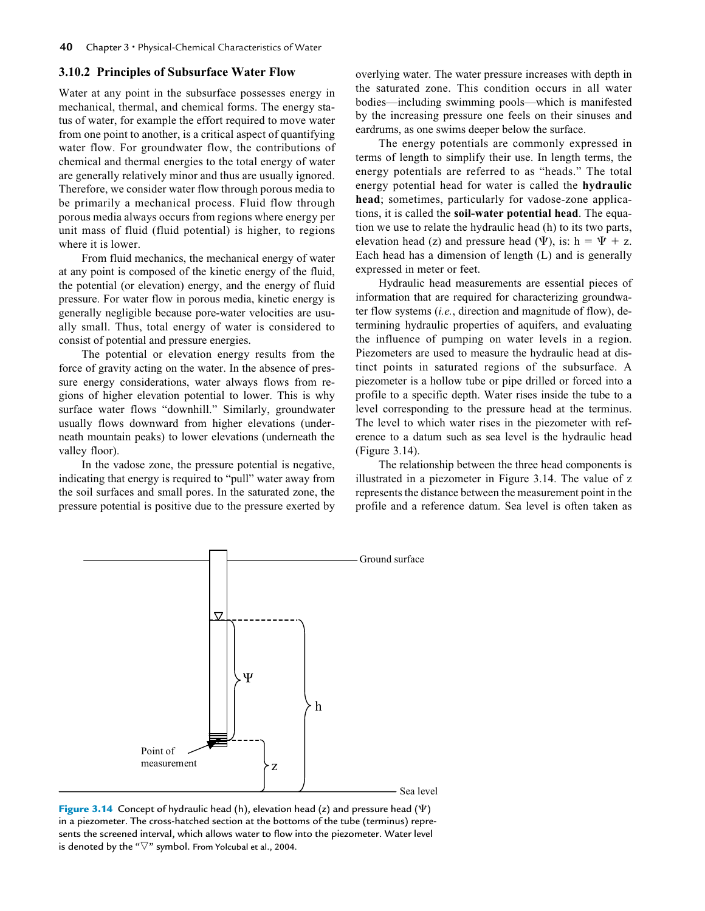### 3.10.2 Principles of Subsurface Water Flow

Water at any point in the subsurface possesses energy in mechanical, thermal, and chemical forms. The energy status of water, for example the effort required to move water from one point to another, is a critical aspect of quantifying water flow. For groundwater flow, the contributions of chemical and thermal energies to the total energy of water are generally relatively minor and thus are usually ignored. Therefore, we consider water flow through porous media to be primarily a mechanical process. Fluid flow through porous media always occurs from regions where energy per unit mass of fluid (fluid potential) is higher, to regions where it is lower.

From fluid mechanics, the mechanical energy of water at any point is composed of the kinetic energy of the fluid, the potential (or elevation) energy, and the energy of fluid pressure. For water flow in porous media, kinetic energy is generally negligible because pore-water velocities are usually small. Thus, total energy of water is considered to consist of potential and pressure energies.

The potential or elevation energy results from the force of gravity acting on the water. In the absence of pressure energy considerations, water always flows from regions of higher elevation potential to lower. This is why surface water flows "downhill." Similarly, groundwater usually flows downward from higher elevations (underneath mountain peaks) to lower elevations (underneath the valley floor).

In the vadose zone, the pressure potential is negative, indicating that energy is required to "pull" water away from the soil surfaces and small pores. In the saturated zone, the pressure potential is positive due to the pressure exerted by overlying water. The water pressure increases with depth in the saturated zone. This condition occurs in all water bodies—including swimming pools—which is manifested by the increasing pressure one feels on their sinuses and eardrums, as one swims deeper below the surface.

The energy potentials are commonly expressed in terms of length to simplify their use. In length terms, the energy potentials are referred to as "heads." The total energy potential head for water is called the **hydraulic head**; sometimes, particularly for vadose-zone applications, it is called the **soil-water potential head**. The equation we use to relate the hydraulic head (h) to its two parts, elevation head (z) and pressure head ($\Psi$), is: $h = \Psi + z$. Each head has a dimension of length (L) and is generally expressed in meter or feet.

Hydraulic head measurements are essential pieces of information that are required for characterizing groundwater flow systems (*i.e.*, direction and magnitude of flow), determining hydraulic properties of aquifers, and evaluating the influence of pumping on water levels in a region. Piezometers are used to measure the hydraulic head at distinct points in saturated regions of the subsurface. A piezometer is a hollow tube or pipe drilled or forced into a profile to a specific depth. Water rises inside the tube to a level corresponding to the pressure head at the terminus. The level to which water rises in the piezometer with reference to a datum such as sea level is the hydraulic head (Figure 3.14).

The relationship between the three head components is illustrated in a piezometer in Figure 3.14. The value of z represents the distance between the measurement point in the profile and a reference datum. Sea level is often taken as

**Figure 3.14** Concept of hydraulic head (h), elevation head (z) and pressure head ($\Psi$) in a piezometer. The cross-hatched section at the bottoms of the tube (terminus) represents the screened interval, which allows water to flow into the piezometer. Water level is denoted by the "▽" symbol. From Yolcubal et al., 2004.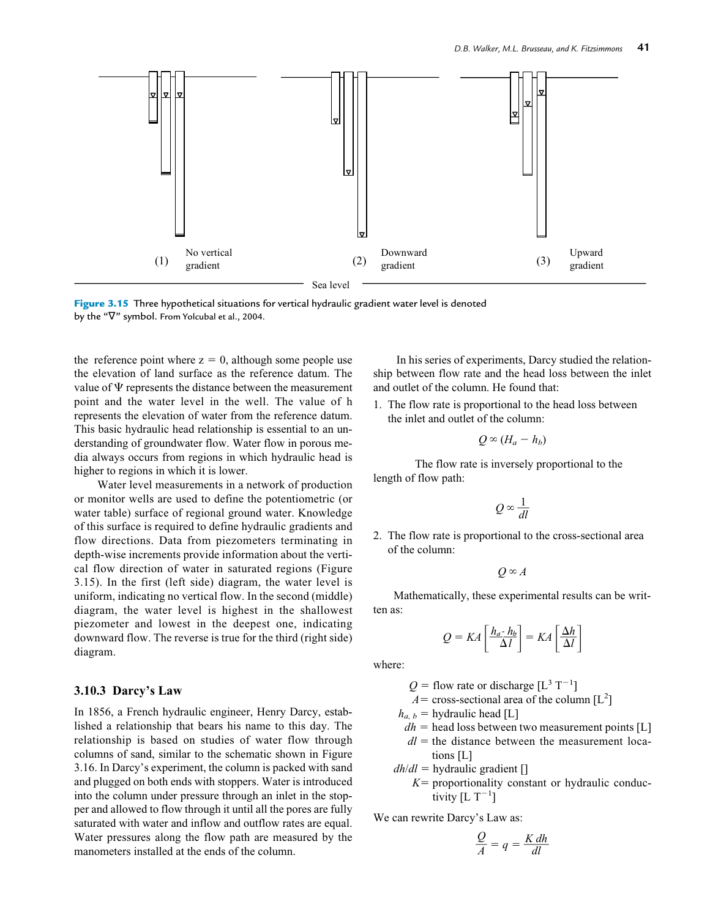Figure 3.15 Three hypothetical situations for vertical hydraulic gradient water level is denoted by the "∇" symbol. From Yolcubal et al., 2004.

the reference point where z = 0, although some people use the elevation of land surface as the reference datum. The value of Ψ represents the distance between the measurement point and the water level in the well. The value of h represents the elevation of water from the reference datum. This basic hydraulic head relationship is essential to an understanding of groundwater flow. Water flow in porous media always occurs from regions in which hydraulic head is higher to regions in which it is lower.

Water level measurements in a network of production or monitor wells are used to define the potentiometric (or water table) surface of regional ground water. Knowledge of this surface is required to define hydraulic gradients and flow directions. Data from piezometers terminating in depth-wise increments provide information about the vertical flow direction of water in saturated regions (Figure 3.15). In the first (left side) diagram, the water level is uniform, indicating no vertical flow. In the second (middle) diagram, the water level is highest in the shallowest piezometer and lowest in the deepest one, indicating downward flow. The reverse is true for the third (right side) diagram.

### 3.10.3 Darcy's Law

In 1856, a French hydraulic engineer, Henry Darcy, established a relationship that bears his name to this day. The relationship is based on studies of water flow through columns of sand, similar to the schematic shown in Figure 3.16. In Darcy's experiment, the column is packed with sand and plugged on both ends with stoppers. Water is introduced into the column under pressure through an inlet in the stopper and allowed to flow through it until all the pores are fully saturated with water and inflow and outflow rates are equal. Water pressures along the flow path are measured by the manometers installed at the ends of the column.

In his series of experiments, Darcy studied the relationship between flow rate and the head loss between the inlet and outlet of the column. He found that:

1. The flow rate is proportional to the head loss between the inlet and outlet of the column:

$$Q \propto (H_a - h_b)$$

The flow rate is inversely proportional to the length of flow path:

$$Q \propto \frac{1}{dl}$$

2. The flow rate is proportional to the cross-sectional area of the column:

$$Q \propto A$$

Mathematically, these experimental results can be written as:

$$Q = KA\left[\frac{h_a - h_b}{\Delta l}\right] = KA\left[\frac{\Delta h}{\Delta l}\right]$$

where:

- $Q$ = flow rate or discharge [$L^3\,T^{-1}$]
- $A$ = cross-sectional area of the column [$L^2$]
- $h_{a,\,b}$ = hydraulic head [L]
- $dh$ = head loss between two measurement points [L]
- $dl$ = the distance between the measurement locations [L]
- $dh/dl$ = hydraulic gradient []
- $K$ = proportionality constant or hydraulic conductivity [$L\,T^{-1}$]

We can rewrite Darcy's Law as:

$$\frac{Q}{A} = q = \frac{K\,dh}{dl}$$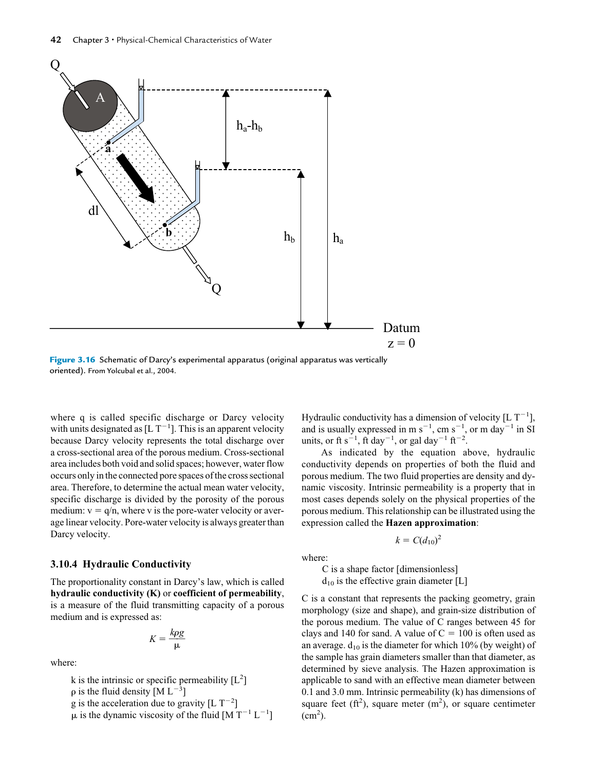**Figure 3.16** Schematic of Darcy's experimental apparatus (original apparatus was vertically oriented). From Yolcubal et al., 2004.

where q is called specific discharge or Darcy velocity with units designated as [L $T^{-1}$]. This is an apparent velocity because Darcy velocity represents the total discharge over a cross-sectional area of the porous medium. Cross-sectional area includes both void and solid spaces; however, water flow occurs only in the connected pore spaces of the cross sectional area. Therefore, to determine the actual mean water velocity, specific discharge is divided by the porosity of the porous medium: $v = q/n$, where v is the pore-water velocity or average linear velocity. Pore-water velocity is always greater than Darcy velocity.

### 3.10.4 Hydraulic Conductivity

The proportionality constant in Darcy's law, which is called **hydraulic conductivity (K)** or **coefficient of permeability**, is a measure of the fluid transmitting capacity of a porous medium and is expressed as:

$$K = \frac{k\rho g}{\mu}$$

where:

k is the intrinsic or specific permeability [$L^2$]
ρ is the fluid density [M $L^{-3}$]
g is the acceleration due to gravity [L $T^{-2}$]
μ is the dynamic viscosity of the fluid [M $T^{-1}$ $L^{-1}$]

Hydraulic conductivity has a dimension of velocity [L $T^{-1}$], and is usually expressed in m $s^{-1}$, cm $s^{-1}$, or m $day^{-1}$ in SI units, or ft $s^{-1}$, ft $day^{-1}$, or gal $day^{-1}$ $ft^{-2}$.

As indicated by the equation above, hydraulic conductivity depends on properties of both the fluid and porous medium. The two fluid properties are density and dynamic viscosity. Intrinsic permeability is a property that in most cases depends solely on the physical properties of the porous medium. This relationship can be illustrated using the expression called the **Hazen approximation**:

$$k = C(d_{10})^2$$

where:

C is a shape factor [dimensionless]
$d_{10}$ is the effective grain diameter [L]

C is a constant that represents the packing geometry, grain morphology (size and shape), and grain-size distribution of the porous medium. The value of C ranges between 45 for clays and 140 for sand. A value of C = 100 is often used as an average. $d_{10}$ is the diameter for which 10% (by weight) of the sample has grain diameters smaller than that diameter, as determined by sieve analysis. The Hazen approximation is applicable to sand with an effective mean diameter between 0.1 and 3.0 mm. Intrinsic permeability (k) has dimensions of square feet ($ft^2$), square meter ($m^2$), or square centimeter ($cm^2$).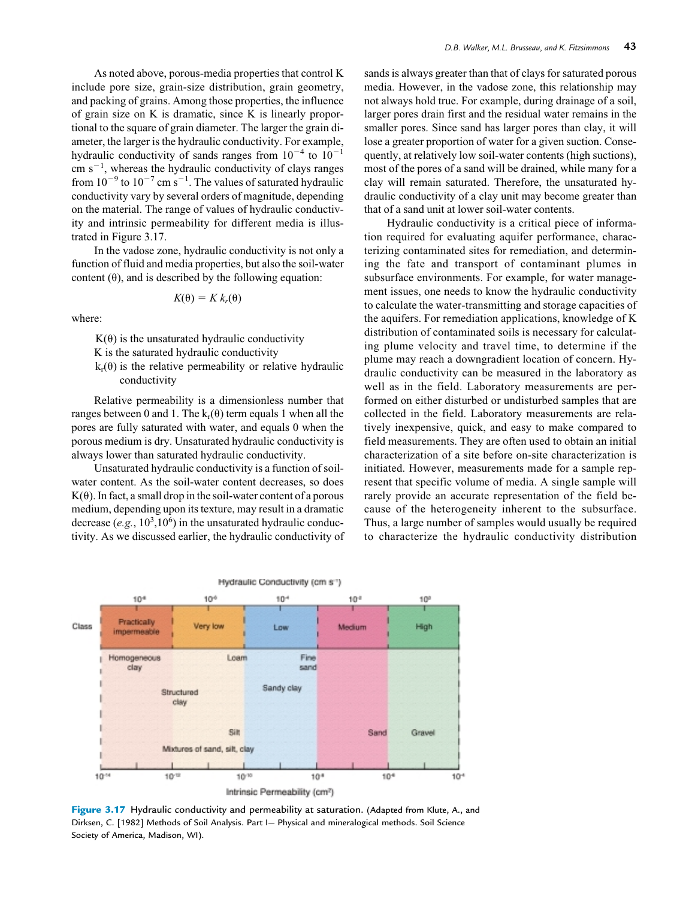As noted above, porous-media properties that control K include pore size, grain-size distribution, grain geometry, and packing of grains. Among those properties, the influence of grain size on K is dramatic, since K is linearly proportional to the square of grain diameter. The larger the grain diameter, the larger is the hydraulic conductivity. For example, hydraulic conductivity of sands ranges from $10^{-4}$ to $10^{-1}$ cm $s^{-1}$, whereas the hydraulic conductivity of clays ranges from $10^{-9}$ to $10^{-7}$ cm $s^{-1}$. The values of saturated hydraulic conductivity vary by several orders of magnitude, depending on the material. The range of values of hydraulic conductivity and intrinsic permeability for different media is illustrated in Figure 3.17.

In the vadose zone, hydraulic conductivity is not only a function of fluid and media properties, but also the soil-water content (θ), and is described by the following equation:

$$K(\theta) = K\, k_r(\theta)$$

where:

- $K(\theta)$ is the unsaturated hydraulic conductivity
- K is the saturated hydraulic conductivity
- $k_r(\theta)$ is the relative permeability or relative hydraulic conductivity

Relative permeability is a dimensionless number that ranges between 0 and 1. The $k_r(\theta)$ term equals 1 when all the pores are fully saturated with water, and equals 0 when the porous medium is dry. Unsaturated hydraulic conductivity is always lower than saturated hydraulic conductivity.

Unsaturated hydraulic conductivity is a function of soil-water content. As the soil-water content decreases, so does $K(\theta)$. In fact, a small drop in the soil-water content of a porous medium, depending upon its texture, may result in a dramatic decrease (*e.g.*, $10^3$,$10^6$) in the unsaturated hydraulic conductivity. As we discussed earlier, the hydraulic conductivity of sands is always greater than that of clays for saturated porous media. However, in the vadose zone, this relationship may not always hold true. For example, during drainage of a soil, larger pores drain first and the residual water remains in the smaller pores. Since sand has larger pores than clay, it will lose a greater proportion of water for a given suction. Consequently, at relatively low soil-water contents (high suctions), most of the pores of a sand will be drained, while many for a clay will remain saturated. Therefore, the unsaturated hydraulic conductivity of a clay unit may become greater than that of a sand unit at lower soil-water contents.

Hydraulic conductivity is a critical piece of information required for evaluating aquifer performance, characterizing contaminated sites for remediation, and determining the fate and transport of contaminant plumes in subsurface environments. For example, for water management issues, one needs to know the hydraulic conductivity to calculate the water-transmitting and storage capacities of the aquifers. For remediation applications, knowledge of K distribution of contaminated soils is necessary for calculating plume velocity and travel time, to determine if the plume may reach a downgradient location of concern. Hydraulic conductivity can be measured in the laboratory as well as in the field. Laboratory measurements are performed on either disturbed or undisturbed samples that are collected in the field. Laboratory measurements are relatively inexpensive, quick, and easy to make compared to field measurements. They are often used to obtain an initial characterization of a site before on-site characterization is initiated. However, measurements made for a sample represent that specific volume of media. A single sample will rarely provide an accurate representation of the field because of the heterogeneity inherent to the subsurface. Thus, a large number of samples would usually be required to characterize the hydraulic conductivity distribution

**Figure 3.17** Hydraulic conductivity and permeability at saturation. (Adapted from Klute, A., and Dirksen, C. [1982] Methods of Soil Analysis. Part I— Physical and mineralogical methods. Soil Science Society of America, Madison, WI).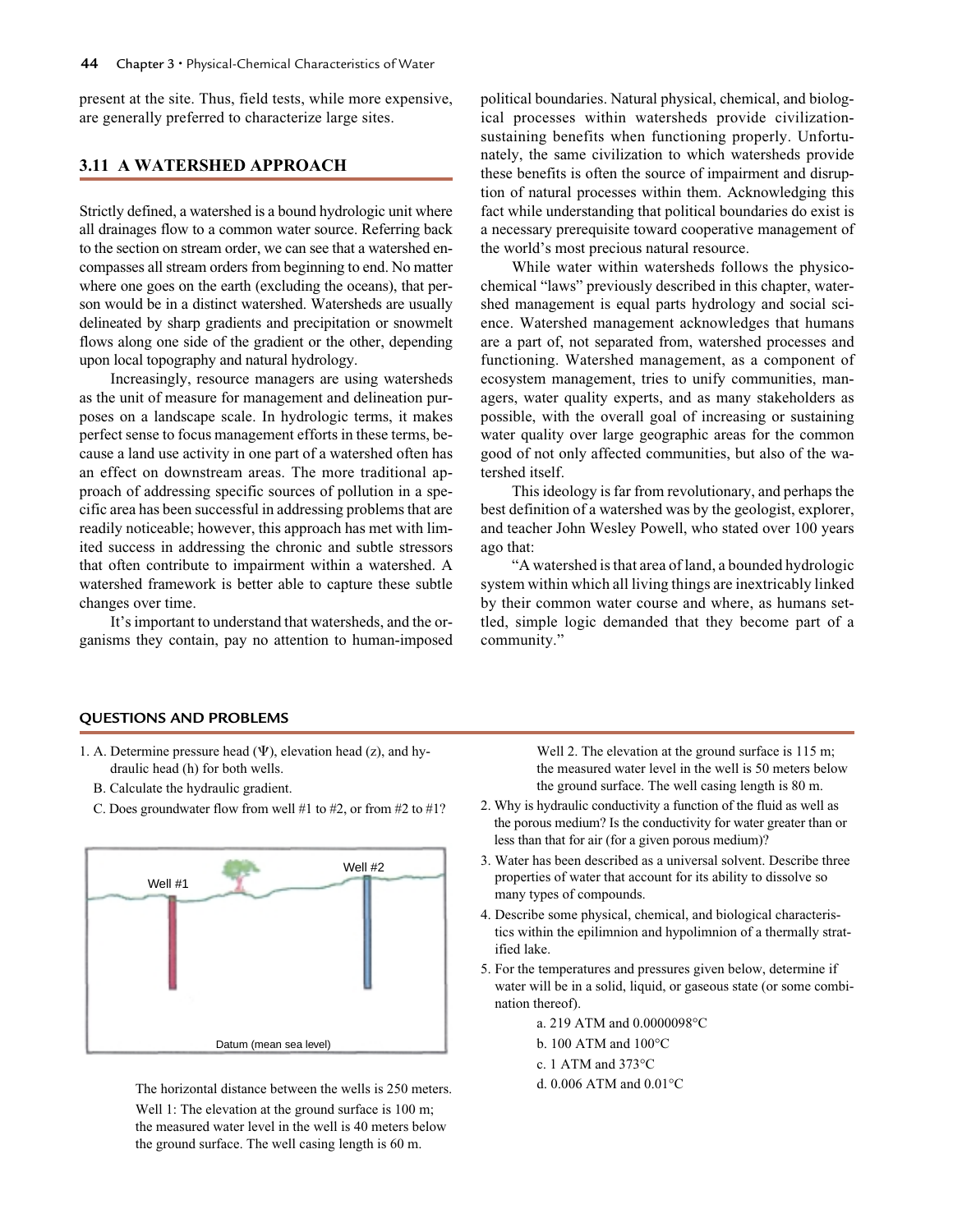present at the site. Thus, field tests, while more expensive, are generally preferred to characterize large sites.

## 3.11 A WATERSHED APPROACH

Strictly defined, a watershed is a bound hydrologic unit where all drainages flow to a common water source. Referring back to the section on stream order, we can see that a watershed encompasses all stream orders from beginning to end. No matter where one goes on the earth (excluding the oceans), that person would be in a distinct watershed. Watersheds are usually delineated by sharp gradients and precipitation or snowmelt flows along one side of the gradient or the other, depending upon local topography and natural hydrology.

Increasingly, resource managers are using watersheds as the unit of measure for management and delineation purposes on a landscape scale. In hydrologic terms, it makes perfect sense to focus management efforts in these terms, because a land use activity in one part of a watershed often has an effect on downstream areas. The more traditional approach of addressing specific sources of pollution in a specific area has been successful in addressing problems that are readily noticeable; however, this approach has met with limited success in addressing the chronic and subtle stressors that often contribute to impairment within a watershed. A watershed framework is better able to capture these subtle changes over time.

It's important to understand that watersheds, and the organisms they contain, pay no attention to human-imposed political boundaries. Natural physical, chemical, and biological processes within watersheds provide civilization-sustaining benefits when functioning properly. Unfortunately, the same civilization to which watersheds provide these benefits is often the source of impairment and disruption of natural processes within them. Acknowledging this fact while understanding that political boundaries do exist is a necessary prerequisite toward cooperative management of the world's most precious natural resource.

While water within watersheds follows the physicochemical "laws" previously described in this chapter, watershed management is equal parts hydrology and social science. Watershed management acknowledges that humans are a part of, not separated from, watershed processes and functioning. Watershed management, as a component of ecosystem management, tries to unify communities, managers, water quality experts, and as many stakeholders as possible, with the overall goal of increasing or sustaining water quality over large geographic areas for the common good of not only affected communities, but also of the watershed itself.

This ideology is far from revolutionary, and perhaps the best definition of a watershed was by the geologist, explorer, and teacher John Wesley Powell, who stated over 100 years ago that:

"A watershed is that area of land, a bounded hydrologic system within which all living things are inextricably linked by their common water course and where, as humans settled, simple logic demanded that they become part of a community."

## QUESTIONS AND PROBLEMS

1. A. Determine pressure head ($\Psi$), elevation head ($z$), and hydraulic head ($h$) for both wells.
   B. Calculate the hydraulic gradient.
   C. Does groundwater flow from well #1 to #2, or from #2 to #1?

   Well #1 | Well #2 | Datum (mean sea level)

   The horizontal distance between the wells is 250 meters.

   Well 1: The elevation at the ground surface is 100 m; the measured water level in the well is 40 meters below the ground surface. The well casing length is 60 m.

   Well 2. The elevation at the ground surface is 115 m; the measured water level in the well is 50 meters below the ground surface. The well casing length is 80 m.

2. Why is hydraulic conductivity a function of the fluid as well as the porous medium? Is the conductivity for water greater than or less than that for air (for a given porous medium)?
3. Water has been described as a universal solvent. Describe three properties of water that account for its ability to dissolve so many types of compounds.
4. Describe some physical, chemical, and biological characteristics within the epilimnion and hypolimnion of a thermally stratified lake.
5. For the temperatures and pressures given below, determine if water will be in a solid, liquid, or gaseous state (or some combination thereof).
   a. 219 ATM and 0.0000098°C
   b. 100 ATM and 100°C
   c. 1 ATM and 373°C
   d. 0.006 ATM and 0.01°C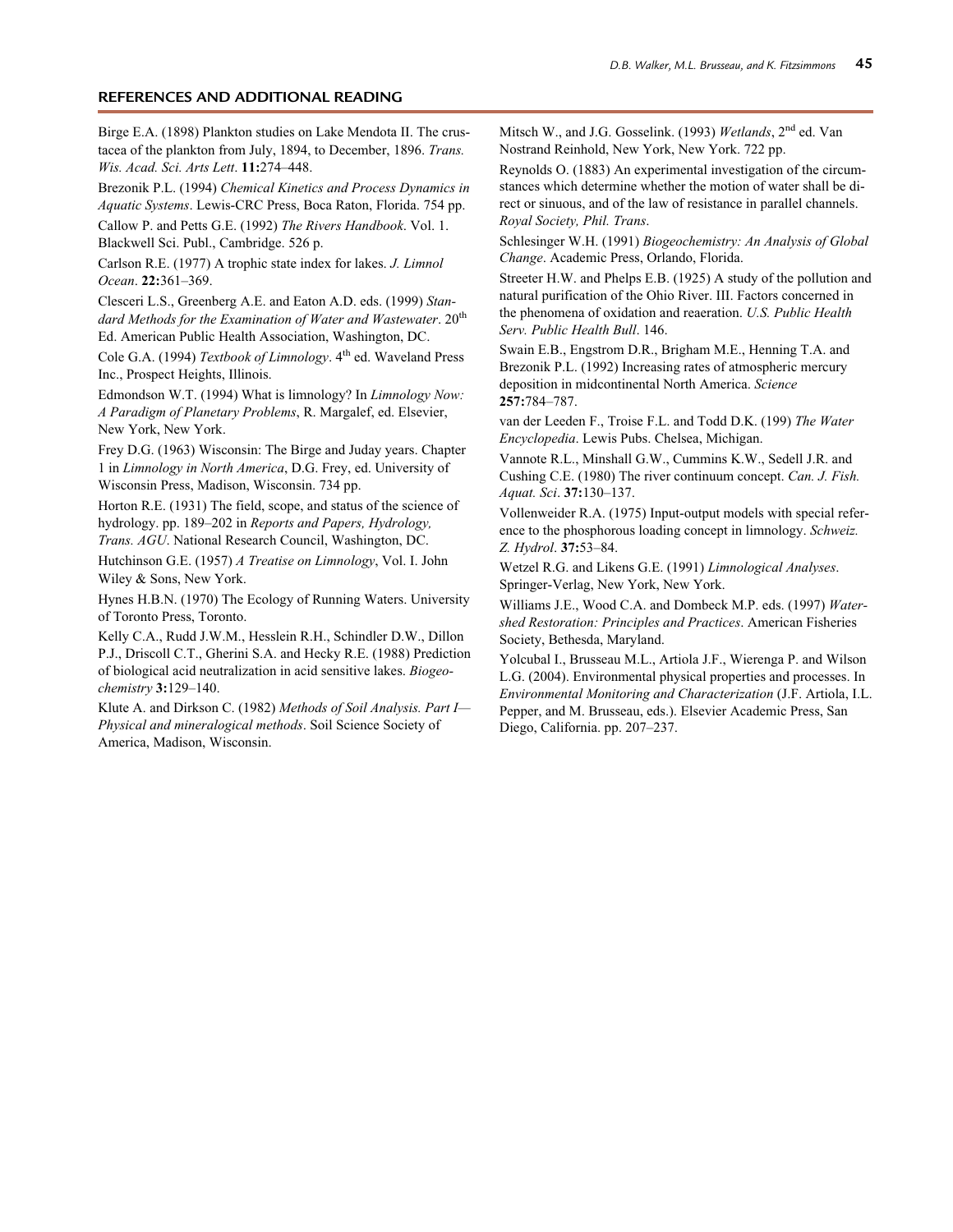## REFERENCES AND ADDITIONAL READING

Birge E.A. (1898) Plankton studies on Lake Mendota II. The crustacea of the plankton from July, 1894, to December, 1896. *Trans. Wis. Acad. Sci. Arts Lett*. **11:**274–448.

Brezonik P.L. (1994) *Chemical Kinetics and Process Dynamics in Aquatic Systems*. Lewis-CRC Press, Boca Raton, Florida. 754 pp.

Callow P. and Petts G.E. (1992) *The Rivers Handbook*. Vol. 1. Blackwell Sci. Publ., Cambridge. 526 p.

Carlson R.E. (1977) A trophic state index for lakes. *J. Limnol Ocean*. **22:**361–369.

Clesceri L.S., Greenberg A.E. and Eaton A.D. eds. (1999) *Standard Methods for the Examination of Water and Wastewater*. 20th Ed. American Public Health Association, Washington, DC.

Cole G.A. (1994) *Textbook of Limnology*. 4th ed. Waveland Press Inc., Prospect Heights, Illinois.

Edmondson W.T. (1994) What is limnology? In *Limnology Now: A Paradigm of Planetary Problems*, R. Margalef, ed. Elsevier, New York, New York.

Frey D.G. (1963) Wisconsin: The Birge and Juday years. Chapter 1 in *Limnology in North America*, D.G. Frey, ed. University of Wisconsin Press, Madison, Wisconsin. 734 pp.

Horton R.E. (1931) The field, scope, and status of the science of hydrology. pp. 189–202 in *Reports and Papers, Hydrology, Trans. AGU*. National Research Council, Washington, DC.

Hutchinson G.E. (1957) *A Treatise on Limnology*, Vol. I. John Wiley & Sons, New York.

Hynes H.B.N. (1970) The Ecology of Running Waters. University of Toronto Press, Toronto.

Kelly C.A., Rudd J.W.M., Hesslein R.H., Schindler D.W., Dillon P.J., Driscoll C.T., Gherini S.A. and Hecky R.E. (1988) Prediction of biological acid neutralization in acid sensitive lakes. *Biogeochemistry* **3:**129–140.

Klute A. and Dirkson C. (1982) *Methods of Soil Analysis. Part I—Physical and mineralogical methods*. Soil Science Society of America, Madison, Wisconsin.

Mitsch W., and J.G. Gosselink. (1993) *Wetlands*, 2nd ed. Van Nostrand Reinhold, New York, New York. 722 pp.

Reynolds O. (1883) An experimental investigation of the circumstances which determine whether the motion of water shall be direct or sinuous, and of the law of resistance in parallel channels. *Royal Society, Phil. Trans*.

Schlesinger W.H. (1991) *Biogeochemistry: An Analysis of Global Change*. Academic Press, Orlando, Florida.

Streeter H.W. and Phelps E.B. (1925) A study of the pollution and natural purification of the Ohio River. III. Factors concerned in the phenomena of oxidation and reaeration. *U.S. Public Health Serv. Public Health Bull*. 146.

Swain E.B., Engstrom D.R., Brigham M.E., Henning T.A. and Brezonik P.L. (1992) Increasing rates of atmospheric mercury deposition in midcontinental North America. *Science* **257:**784–787.

van der Leeden F., Troise F.L. and Todd D.K. (199) *The Water Encyclopedia*. Lewis Pubs. Chelsea, Michigan.

Vannote R.L., Minshall G.W., Cummins K.W., Sedell J.R. and Cushing C.E. (1980) The river continuum concept. *Can. J. Fish. Aquat. Sci*. **37:**130–137.

Vollenweider R.A. (1975) Input-output models with special reference to the phosphorous loading concept in limnology. *Schweiz. Z. Hydrol*. **37:**53–84.

Wetzel R.G. and Likens G.E. (1991) *Limnological Analyses*. Springer-Verlag, New York, New York.

Williams J.E., Wood C.A. and Dombeck M.P. eds. (1997) *Watershed Restoration: Principles and Practices*. American Fisheries Society, Bethesda, Maryland.

Yolcubal I., Brusseau M.L., Artiola J.F., Wierenga P. and Wilson L.G. (2004). Environmental physical properties and processes. In *Environmental Monitoring and Characterization* (J.F. Artiola, I.L. Pepper, and M. Brusseau, eds.). Elsevier Academic Press, San Diego, California. pp. 207–237.